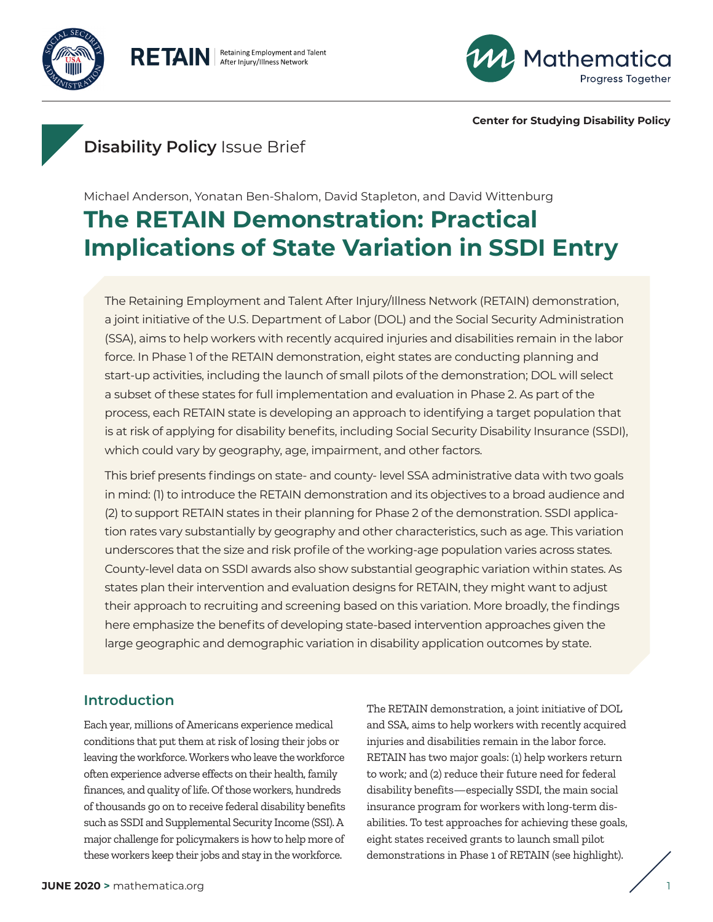Center for Studying Disability Policy

**Disability Policy** Issue Brief

Michael Anderson, Yonatan Ben-Shalom, David Stapleton, and David Wittenburg

# The RETAIN Demonstration: Practical Implications of State Variation in SSDI Entry

The Retaining Employment and Talent After Injury/Illness Network (RETAIN) demonstration, a joint initiative of the U.S. Department of Labor (DOL) and the Social Security Administration (SSA), aims to help workers with recently acquired injuries and disabilities remain in the labor force. In Phase 1 of the RETAIN demonstration, eight states are conducting planning and start-up activities, including the launch of small pilots of the demonstration; DOL will select a subset of these states for full implementation and evaluation in Phase 2. As part of the process, each RETAIN state is developing an approach to identifying a target population that is at risk of applying for disability benefits, including Social Security Disability Insurance (SSDI), which could vary by geography, age, impairment, and other factors.

This brief presents findings on state- and county- level SSA administrative data with two goals in mind: (1) to introduce the RETAIN demonstration and its objectives to a broad audience and (2) to support RETAIN states in their planning for Phase 2 of the demonstration. SSDI application rates vary substantially by geography and other characteristics, such as age. This variation underscores that the size and risk profile of the working-age population varies across states. County-level data on SSDI awards also show substantial geographic variation within states. As states plan their intervention and evaluation designs for RETAIN, they might want to adjust their approach to recruiting and screening based on this variation. More broadly, the findings here emphasize the benefits of developing state-based intervention approaches given the large geographic and demographic variation in disability application outcomes by state.

## Introduction

Each year, millions of Americans experience medical conditions that put them at risk of losing their jobs or leaving the workforce. Workers who leave the workforce often experience adverse effects on their health, family finances, and quality of life. Of those workers, hundreds of thousands go on to receive federal disability benefits such as SSDI and Supplemental Security Income (SSI). A major challenge for policymakers is how to help more of these workers keep their jobs and stay in the workforce.

The RETAIN demonstration, a joint initiative of DOL and SSA, aims to help workers with recently acquired injuries and disabilities remain in the labor force. RETAIN has two major goals: (1) help workers return to work; and (2) reduce their future need for federal disability benefits—especially SSDI, the main social insurance program for workers with long-term disabilities. To test approaches for achieving these goals, eight states received grants to launch small pilot demonstrations in Phase 1 of RETAIN (see highlight).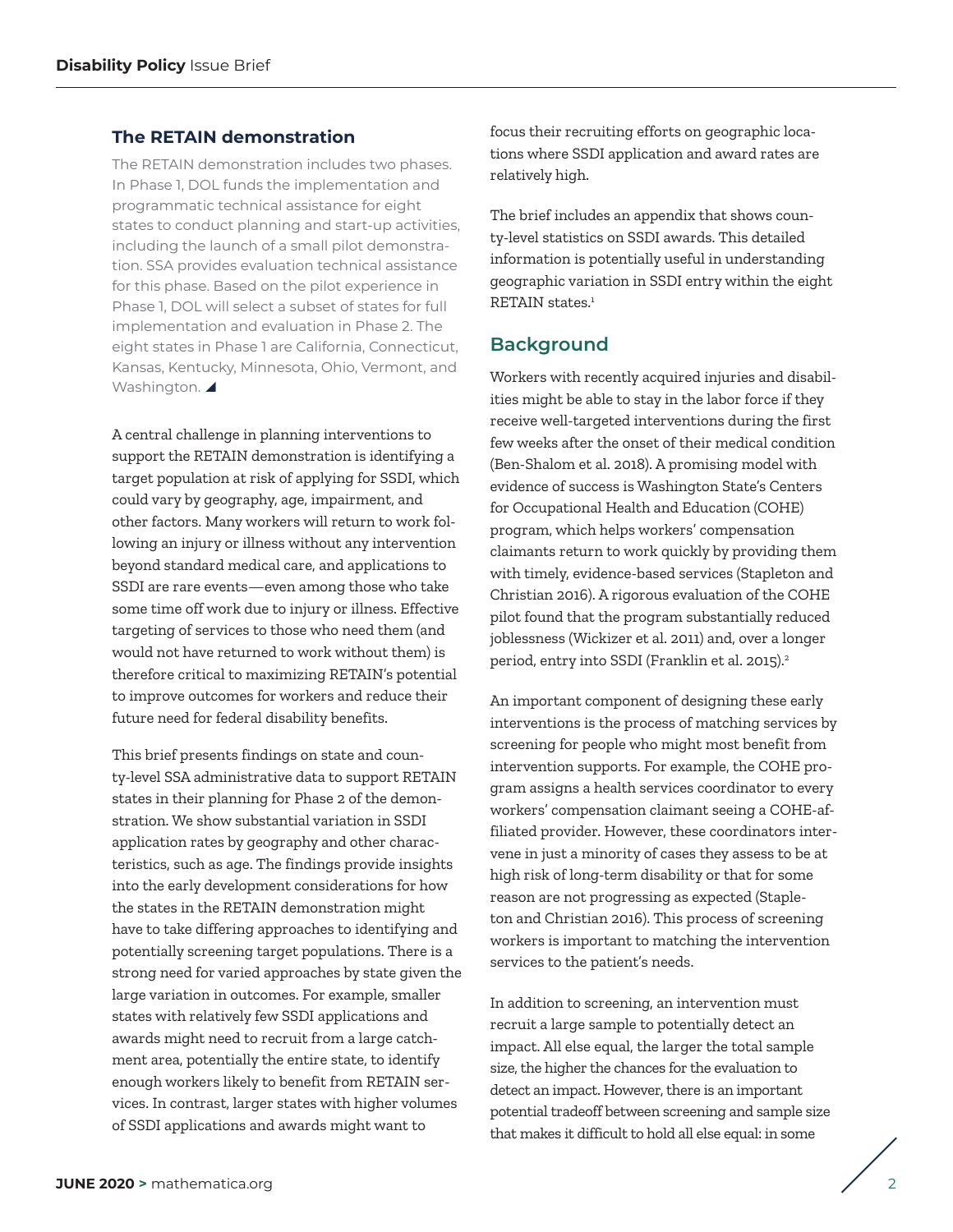## The RETAIN demonstration

The RETAIN demonstration includes two phases. In Phase 1, DOL funds the implementation and programmatic technical assistance for eight states to conduct planning and start-up activities, including the launch of a small pilot demonstration. SSA provides evaluation technical assistance for this phase. Based on the pilot experience in Phase 1, DOL will select a subset of states for full implementation and evaluation in Phase 2. The eight states in Phase 1 are California, Connecticut, Kansas, Kentucky, Minnesota, Ohio, Vermont, and Washington. ◢

A central challenge in planning interventions to support the RETAIN demonstration is identifying a target population at risk of applying for SSDI, which could vary by geography, age, impairment, and other factors. Many workers will return to work following an injury or illness without any intervention beyond standard medical care, and applications to SSDI are rare events—even among those who take some time off work due to injury or illness. Effective targeting of services to those who need them (and would not have returned to work without them) is therefore critical to maximizing RETAIN's potential to improve outcomes for workers and reduce their future need for federal disability benefits.

This brief presents findings on state and county-level SSA administrative data to support RETAIN states in their planning for Phase 2 of the demonstration. We show substantial variation in SSDI application rates by geography and other characteristics, such as age. The findings provide insights into the early development considerations for how the states in the RETAIN demonstration might have to take differing approaches to identifying and potentially screening target populations. There is a strong need for varied approaches by state given the large variation in outcomes. For example, smaller states with relatively few SSDI applications and awards might need to recruit from a large catchment area, potentially the entire state, to identify enough workers likely to benefit from RETAIN services. In contrast, larger states with higher volumes of SSDI applications and awards might want to focus their recruiting efforts on geographic locations where SSDI application and award rates are relatively high.

The brief includes an appendix that shows county-level statistics on SSDI awards. This detailed information is potentially useful in understanding geographic variation in SSDI entry within the eight RETAIN states.[1]

## Background

Workers with recently acquired injuries and disabilities might be able to stay in the labor force if they receive well-targeted interventions during the first few weeks after the onset of their medical condition (Ben-Shalom et al. 2018). A promising model with evidence of success is Washington State's Centers for Occupational Health and Education (COHE) program, which helps workers' compensation claimants return to work quickly by providing them with timely, evidence-based services (Stapleton and Christian 2016). A rigorous evaluation of the COHE pilot found that the program substantially reduced joblessness (Wickizer et al. 2011) and, over a longer period, entry into SSDI (Franklin et al. 2015).[2]

An important component of designing these early interventions is the process of matching services by screening for people who might most benefit from intervention supports. For example, the COHE program assigns a health services coordinator to every workers' compensation claimant seeing a COHE-affiliated provider. However, these coordinators intervene in just a minority of cases they assess to be at high risk of long-term disability or that for some reason are not progressing as expected (Stapleton and Christian 2016). This process of screening workers is important to matching the intervention services to the patient's needs.

In addition to screening, an intervention must recruit a large sample to potentially detect an impact. All else equal, the larger the total sample size, the higher the chances for the evaluation to detect an impact. However, there is an important potential tradeoff between screening and sample size that makes it difficult to hold all else equal: in some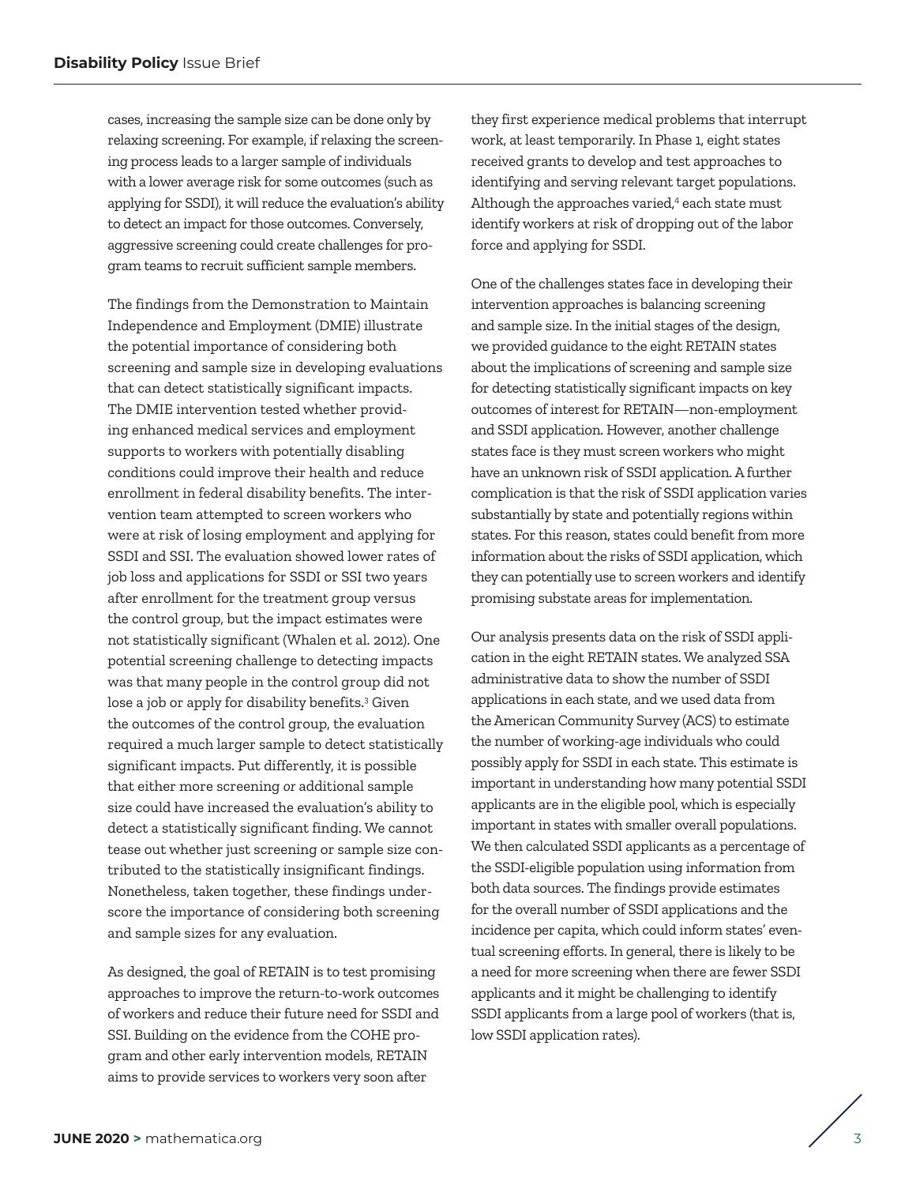cases, increasing the sample size can be done only by relaxing screening. For example, if relaxing the screening process leads to a larger sample of individuals with a lower average risk for some outcomes (such as applying for SSDI), it will reduce the evaluation's ability to detect an impact for those outcomes. Conversely, aggressive screening could create challenges for program teams to recruit sufficient sample members.

The findings from the Demonstration to Maintain Independence and Employment (DMIE) illustrate the potential importance of considering both screening and sample size in developing evaluations that can detect statistically significant impacts. The DMIE intervention tested whether providing enhanced medical services and employment supports to workers with potentially disabling conditions could improve their health and reduce enrollment in federal disability benefits. The intervention team attempted to screen workers who were at risk of losing employment and applying for SSDI and SSI. The evaluation showed lower rates of job loss and applications for SSDI or SSI two years after enrollment for the treatment group versus the control group, but the impact estimates were not statistically significant (Whalen et al. 2012). One potential screening challenge to detecting impacts was that many people in the control group did not lose a job or apply for disability benefits.[3] Given the outcomes of the control group, the evaluation required a much larger sample to detect statistically significant impacts. Put differently, it is possible that either more screening or additional sample size could have increased the evaluation's ability to detect a statistically significant finding. We cannot tease out whether just screening or sample size contributed to the statistically insignificant findings. Nonetheless, taken together, these findings underscore the importance of considering both screening and sample sizes for any evaluation.

As designed, the goal of RETAIN is to test promising approaches to improve the return-to-work outcomes of workers and reduce their future need for SSDI and SSI. Building on the evidence from the COHE program and other early intervention models, RETAIN aims to provide services to workers very soon after they first experience medical problems that interrupt work, at least temporarily. In Phase 1, eight states received grants to develop and test approaches to identifying and serving relevant target populations. Although the approaches varied,[4] each state must identify workers at risk of dropping out of the labor force and applying for SSDI.

One of the challenges states face in developing their intervention approaches is balancing screening and sample size. In the initial stages of the design, we provided guidance to the eight RETAIN states about the implications of screening and sample size for detecting statistically significant impacts on key outcomes of interest for RETAIN—non-employment and SSDI application. However, another challenge states face is they must screen workers who might have an unknown risk of SSDI application. A further complication is that the risk of SSDI application varies substantially by state and potentially regions within states. For this reason, states could benefit from more information about the risks of SSDI application, which they can potentially use to screen workers and identify promising substate areas for implementation.

Our analysis presents data on the risk of SSDI application in the eight RETAIN states. We analyzed SSA administrative data to show the number of SSDI applications in each state, and we used data from the American Community Survey (ACS) to estimate the number of working-age individuals who could possibly apply for SSDI in each state. This estimate is important in understanding how many potential SSDI applicants are in the eligible pool, which is especially important in states with smaller overall populations. We then calculated SSDI applicants as a percentage of the SSDI-eligible population using information from both data sources. The findings provide estimates for the overall number of SSDI applications and the incidence per capita, which could inform states' eventual screening efforts. In general, there is likely to be a need for more screening when there are fewer SSDI applicants and it might be challenging to identify SSDI applicants from a large pool of workers (that is, low SSDI application rates).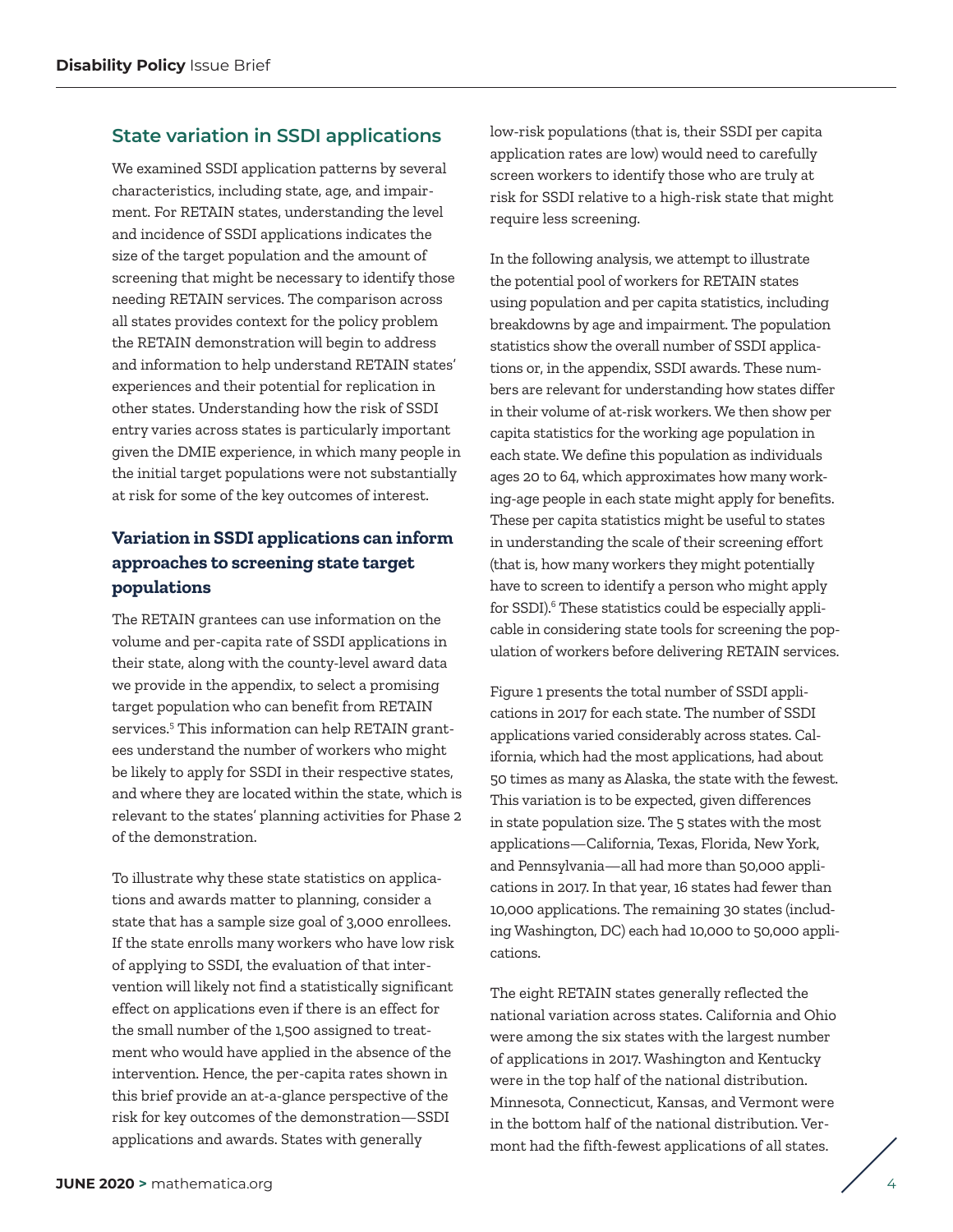## State variation in SSDI applications

We examined SSDI application patterns by several characteristics, including state, age, and impairment. For RETAIN states, understanding the level and incidence of SSDI applications indicates the size of the target population and the amount of screening that might be necessary to identify those needing RETAIN services. The comparison across all states provides context for the policy problem the RETAIN demonstration will begin to address and information to help understand RETAIN states' experiences and their potential for replication in other states. Understanding how the risk of SSDI entry varies across states is particularly important given the DMIE experience, in which many people in the initial target populations were not substantially at risk for some of the key outcomes of interest.

### Variation in SSDI applications can inform approaches to screening state target populations

The RETAIN grantees can use information on the volume and per-capita rate of SSDI applications in their state, along with the county-level award data we provide in the appendix, to select a promising target population who can benefit from RETAIN services.[5] This information can help RETAIN grantees understand the number of workers who might be likely to apply for SSDI in their respective states, and where they are located within the state, which is relevant to the states' planning activities for Phase 2 of the demonstration.

To illustrate why these state statistics on applications and awards matter to planning, consider a state that has a sample size goal of 3,000 enrollees. If the state enrolls many workers who have low risk of applying to SSDI, the evaluation of that intervention will likely not find a statistically significant effect on applications even if there is an effect for the small number of the 1,500 assigned to treatment who would have applied in the absence of the intervention. Hence, the per-capita rates shown in this brief provide an at-a-glance perspective of the risk for key outcomes of the demonstration—SSDI applications and awards. States with generally low-risk populations (that is, their SSDI per capita application rates are low) would need to carefully screen workers to identify those who are truly at risk for SSDI relative to a high-risk state that might require less screening.

In the following analysis, we attempt to illustrate the potential pool of workers for RETAIN states using population and per capita statistics, including breakdowns by age and impairment. The population statistics show the overall number of SSDI applications or, in the appendix, SSDI awards. These numbers are relevant for understanding how states differ in their volume of at-risk workers. We then show per capita statistics for the working age population in each state. We define this population as individuals ages 20 to 64, which approximates how many working-age people in each state might apply for benefits. These per capita statistics might be useful to states in understanding the scale of their screening effort (that is, how many workers they might potentially have to screen to identify a person who might apply for SSDI).[6] These statistics could be especially applicable in considering state tools for screening the population of workers before delivering RETAIN services.

Figure 1 presents the total number of SSDI applications in 2017 for each state. The number of SSDI applications varied considerably across states. California, which had the most applications, had about 50 times as many as Alaska, the state with the fewest. This variation is to be expected, given differences in state population size. The 5 states with the most applications—California, Texas, Florida, New York, and Pennsylvania—all had more than 50,000 applications in 2017. In that year, 16 states had fewer than 10,000 applications. The remaining 30 states (including Washington, DC) each had 10,000 to 50,000 applications.

The eight RETAIN states generally reflected the national variation across states. California and Ohio were among the six states with the largest number of applications in 2017. Washington and Kentucky were in the top half of the national distribution. Minnesota, Connecticut, Kansas, and Vermont were in the bottom half of the national distribution. Vermont had the fifth-fewest applications of all states.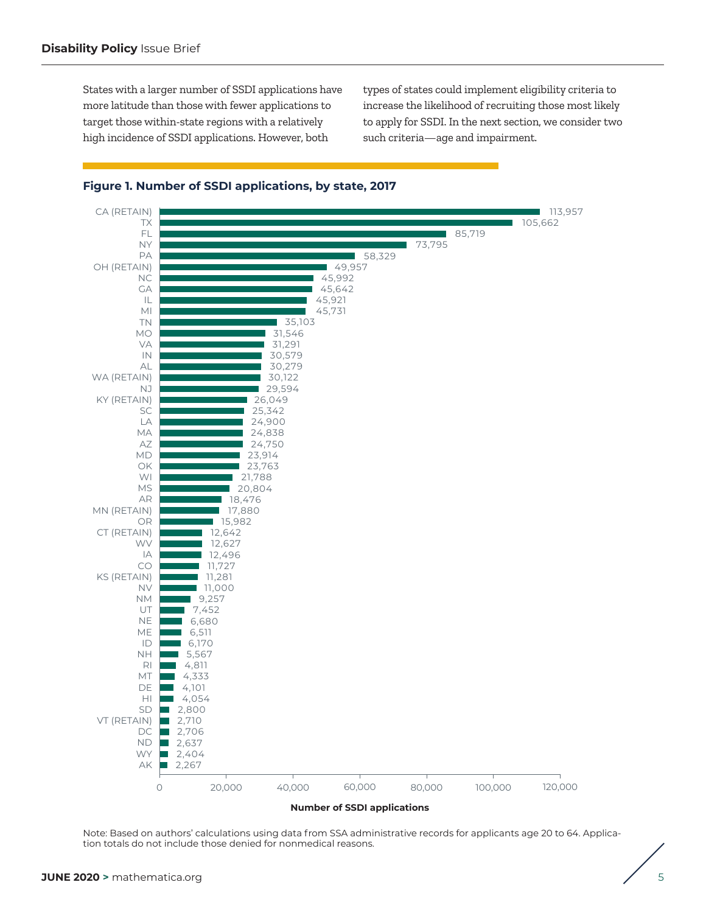States with a larger number of SSDI applications have more latitude than those with fewer applications to target those within-state regions with a relatively high incidence of SSDI applications. However, both types of states could implement eligibility criteria to increase the likelihood of recruiting those most likely to apply for SSDI. In the next section, we consider two such criteria—age and impairment.

**Figure 1. Number of SSDI applications, by state, 2017**

| State | Number of SSDI applications |
|---|---|
| CA (RETAIN) | 113,957 |
| TX | 105,662 |
| FL | 85,719 |
| NY | 73,795 |
| PA | 58,329 |
| OH (RETAIN) | 49,957 |
| NC | 45,992 |
| GA | 45,642 |
| IL | 45,921 |
| MI | 45,731 |
| TN | 35,103 |
| MO | 31,546 |
| VA | 31,291 |
| IN | 30,579 |
| AL | 30,279 |
| WA (RETAIN) | 30,122 |
| NJ | 29,594 |
| KY (RETAIN) | 26,049 |
| SC | 25,342 |
| LA | 24,900 |
| MA | 24,838 |
| AZ | 24,750 |
| MD | 23,914 |
| OK | 23,763 |
| WI | 21,788 |
| MS | 20,804 |
| AR | 18,476 |
| MN (RETAIN) | 17,880 |
| OR | 15,982 |
| CT (RETAIN) | 12,642 |
| WV | 12,627 |
| IA | 12,496 |
| CO | 11,727 |
| KS (RETAIN) | 11,281 |
| NV | 11,000 |
| NM | 9,257 |
| UT | 7,452 |
| NE | 6,680 |
| ME | 6,511 |
| ID | 6,170 |
| NH | 5,567 |
| RI | 4,811 |
| MT | 4,333 |
| DE | 4,101 |
| HI | 4,054 |
| SD | 2,800 |
| VT (RETAIN) | 2,710 |
| DC | 2,706 |
| ND | 2,637 |
| WY | 2,404 |
| AK | 2,267 |

Note: Based on authors' calculations using data from SSA administrative records for applicants age 20 to 64. Application totals do not include those denied for nonmedical reasons.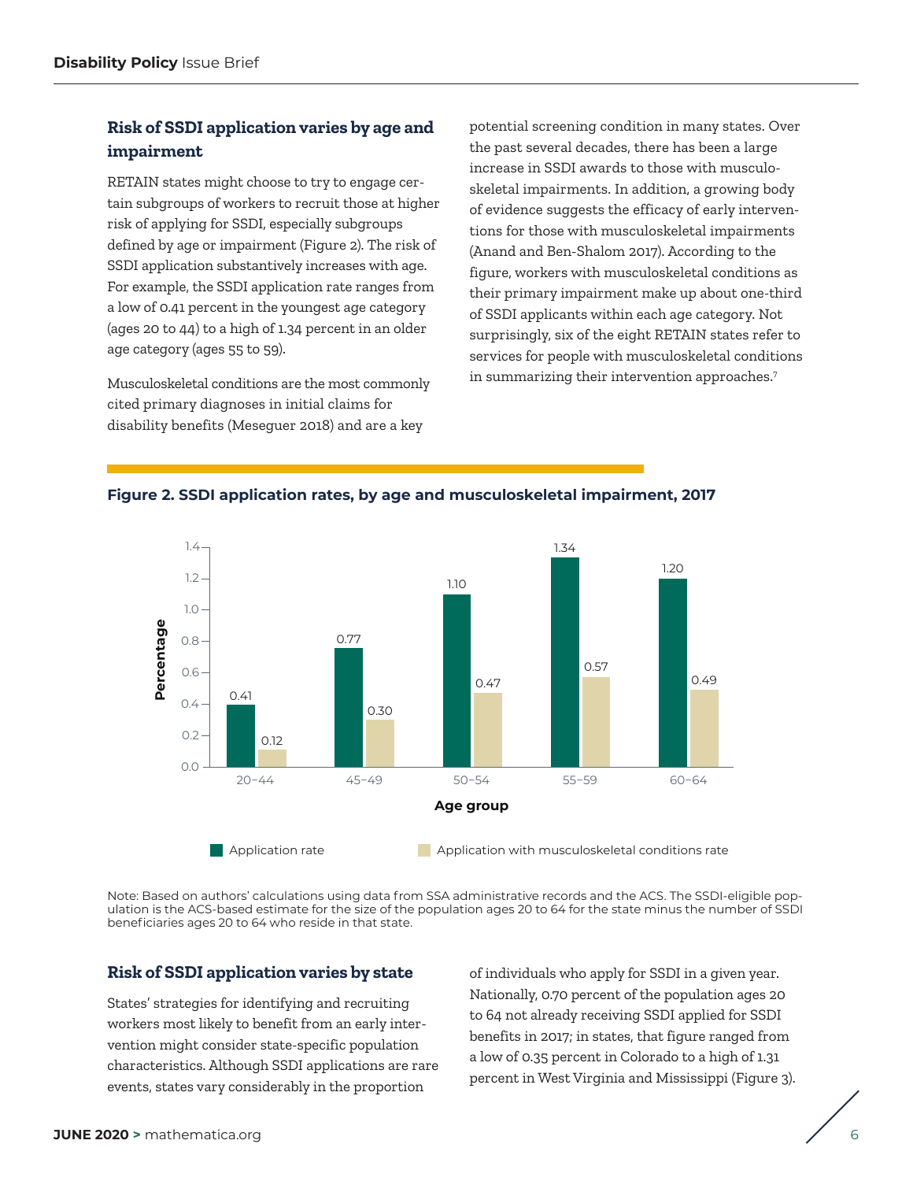## Risk of SSDI application varies by age and impairment

RETAIN states might choose to try to engage certain subgroups of workers to recruit those at higher risk of applying for SSDI, especially subgroups defined by age or impairment (Figure 2). The risk of SSDI application substantively increases with age. For example, the SSDI application rate ranges from a low of 0.41 percent in the youngest age category (ages 20 to 44) to a high of 1.34 percent in an older age category (ages 55 to 59).

Musculoskeletal conditions are the most commonly cited primary diagnoses in initial claims for disability benefits (Meseguer 2018) and are a key potential screening condition in many states. Over the past several decades, there has been a large increase in SSDI awards to those with musculoskeletal impairments. In addition, a growing body of evidence suggests the efficacy of early interventions for those with musculoskeletal impairments (Anand and Ben-Shalom 2017). According to the figure, workers with musculoskeletal conditions as their primary impairment make up about one-third of SSDI applicants within each age category. Not surprisingly, six of the eight RETAIN states refer to services for people with musculoskeletal conditions in summarizing their intervention approaches.[7]

**Figure 2. SSDI application rates, by age and musculoskeletal impairment, 2017**

| Age group | Application rate | Application with musculoskeletal conditions rate |
|---|---|---|
| 20–44 | 0.41 | 0.12 |
| 45–49 | 0.77 | 0.30 |
| 50–54 | 1.10 | 0.47 |
| 55–59 | 1.34 | 0.57 |
| 60–64 | 1.20 | 0.49 |

Note: Based on authors' calculations using data from SSA administrative records and the ACS. The SSDI-eligible population is the ACS-based estimate for the size of the population ages 20 to 64 for the state minus the number of SSDI beneficiaries ages 20 to 64 who reside in that state.

## Risk of SSDI application varies by state

States' strategies for identifying and recruiting workers most likely to benefit from an early intervention might consider state-specific population characteristics. Although SSDI applications are rare events, states vary considerably in the proportion of individuals who apply for SSDI in a given year. Nationally, 0.70 percent of the population ages 20 to 64 not already receiving SSDI applied for SSDI benefits in 2017; in states, that figure ranged from a low of 0.35 percent in Colorado to a high of 1.31 percent in West Virginia and Mississippi (Figure 3).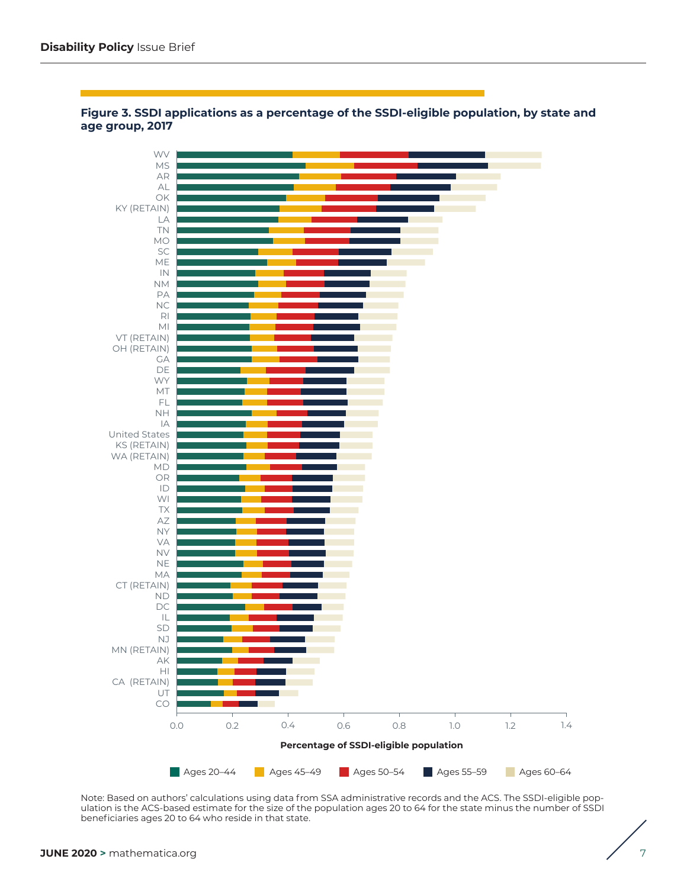**Figure 3. SSDI applications as a percentage of the SSDI-eligible population, by state and age group, 2017**

Note: Based on authors' calculations using data from SSA administrative records and the ACS. The SSDI-eligible population is the ACS-based estimate for the size of the population ages 20 to 64 for the state minus the number of SSDI beneficiaries ages 20 to 64 who reside in that state.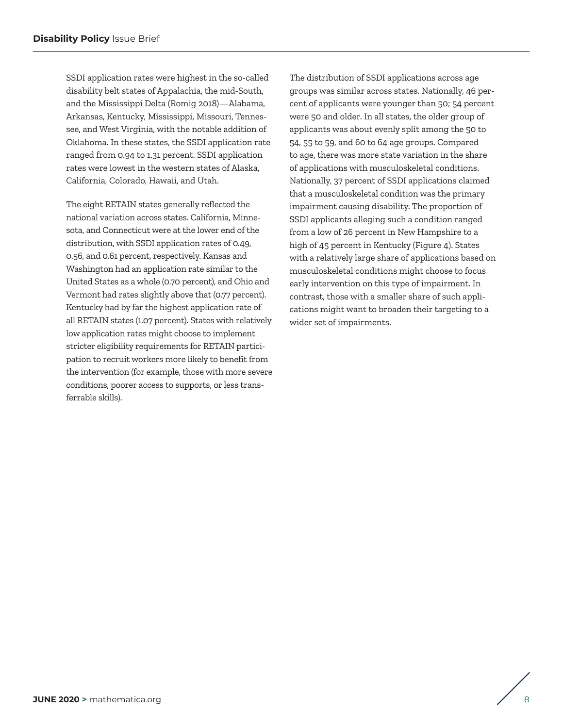SSDI application rates were highest in the so-called disability belt states of Appalachia, the mid-South, and the Mississippi Delta (Romig 2018)—Alabama, Arkansas, Kentucky, Mississippi, Missouri, Tennessee, and West Virginia, with the notable addition of Oklahoma. In these states, the SSDI application rate ranged from 0.94 to 1.31 percent. SSDI application rates were lowest in the western states of Alaska, California, Colorado, Hawaii, and Utah.

The eight RETAIN states generally reflected the national variation across states. California, Minnesota, and Connecticut were at the lower end of the distribution, with SSDI application rates of 0.49, 0.56, and 0.61 percent, respectively. Kansas and Washington had an application rate similar to the United States as a whole (0.70 percent), and Ohio and Vermont had rates slightly above that (0.77 percent). Kentucky had by far the highest application rate of all RETAIN states (1.07 percent). States with relatively low application rates might choose to implement stricter eligibility requirements for RETAIN participation to recruit workers more likely to benefit from the intervention (for example, those with more severe conditions, poorer access to supports, or less transferrable skills).

The distribution of SSDI applications across age groups was similar across states. Nationally, 46 percent of applicants were younger than 50; 54 percent were 50 and older. In all states, the older group of applicants was about evenly split among the 50 to 54, 55 to 59, and 60 to 64 age groups. Compared to age, there was more state variation in the share of applications with musculoskeletal conditions. Nationally, 37 percent of SSDI applications claimed that a musculoskeletal condition was the primary impairment causing disability. The proportion of SSDI applicants alleging such a condition ranged from a low of 26 percent in New Hampshire to a high of 45 percent in Kentucky (Figure 4). States with a relatively large share of applications based on musculoskeletal conditions might choose to focus early intervention on this type of impairment. In contrast, those with a smaller share of such applications might want to broaden their targeting to a wider set of impairments.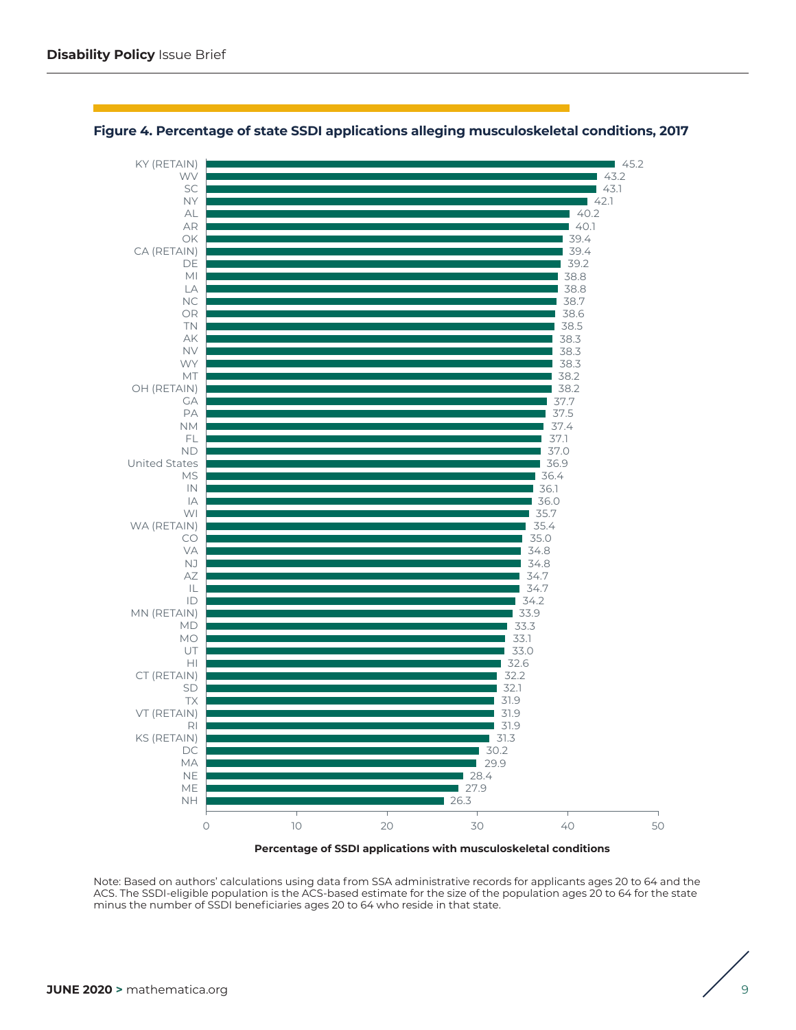**Figure 4. Percentage of state SSDI applications alleging musculoskeletal conditions, 2017**

| State | Percentage of SSDI applications with musculoskeletal conditions |
| --- | --- |
| KY (RETAIN) | 45.2 |
| WV | 43.2 |
| SC | 43.1 |
| NY | 42.1 |
| AL | 40.2 |
| AR | 40.1 |
| OK | 39.4 |
| CA (RETAIN) | 39.4 |
| DE | 39.2 |
| MI | 38.8 |
| LA | 38.8 |
| NC | 38.7 |
| OR | 38.6 |
| TN | 38.5 |
| AK | 38.3 |
| NV | 38.3 |
| WY | 38.3 |
| MT | 38.2 |
| OH (RETAIN) | 38.2 |
| GA | 37.7 |
| PA | 37.5 |
| NM | 37.4 |
| FL | 37.1 |
| ND | 37.0 |
| United States | 36.9 |
| MS | 36.4 |
| IN | 36.1 |
| IA | 36.0 |
| WI | 35.7 |
| WA (RETAIN) | 35.4 |
| CO | 35.0 |
| VA | 34.8 |
| NJ | 34.8 |
| AZ | 34.7 |
| IL | 34.7 |
| ID | 34.2 |
| MN (RETAIN) | 33.9 |
| MD | 33.3 |
| MO | 33.1 |
| UT | 33.0 |
| HI | 32.6 |
| CT (RETAIN) | 32.2 |
| SD | 32.1 |
| TX | 31.9 |
| VT (RETAIN) | 31.9 |
| RI | 31.9 |
| KS (RETAIN) | 31.3 |
| DC | 30.2 |
| MA | 29.9 |
| NE | 28.4 |
| ME | 27.9 |
| NH | 26.3 |

Note: Based on authors' calculations using data from SSA administrative records for applicants ages 20 to 64 and the ACS. The SSDI-eligible population is the ACS-based estimate for the size of the population ages 20 to 64 for the state minus the number of SSDI beneficiaries ages 20 to 64 who reside in that state.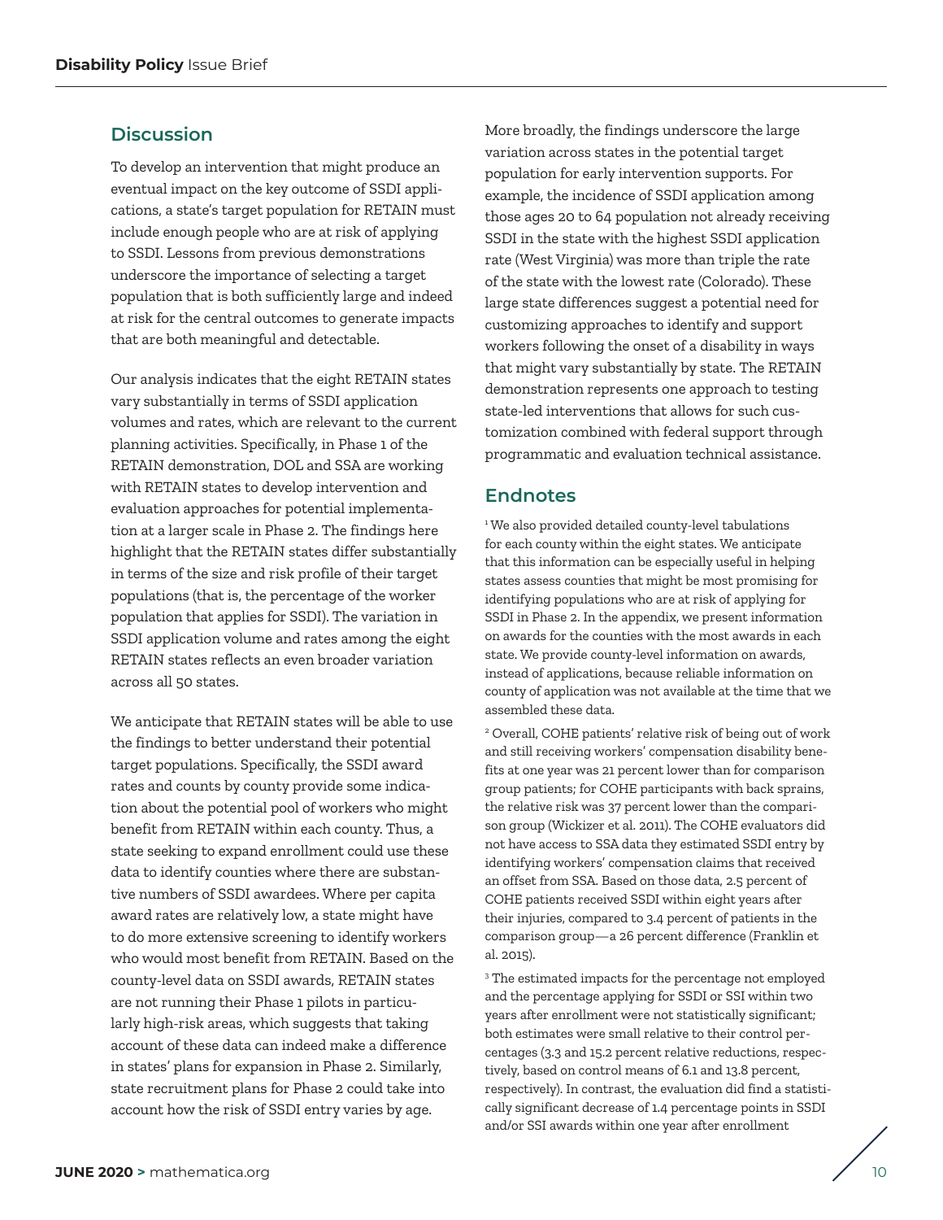## Discussion

To develop an intervention that might produce an eventual impact on the key outcome of SSDI applications, a state's target population for RETAIN must include enough people who are at risk of applying to SSDI. Lessons from previous demonstrations underscore the importance of selecting a target population that is both sufficiently large and indeed at risk for the central outcomes to generate impacts that are both meaningful and detectable.

Our analysis indicates that the eight RETAIN states vary substantially in terms of SSDI application volumes and rates, which are relevant to the current planning activities. Specifically, in Phase 1 of the RETAIN demonstration, DOL and SSA are working with RETAIN states to develop intervention and evaluation approaches for potential implementation at a larger scale in Phase 2. The findings here highlight that the RETAIN states differ substantially in terms of the size and risk profile of their target populations (that is, the percentage of the worker population that applies for SSDI). The variation in SSDI application volume and rates among the eight RETAIN states reflects an even broader variation across all 50 states.

We anticipate that RETAIN states will be able to use the findings to better understand their potential target populations. Specifically, the SSDI award rates and counts by county provide some indication about the potential pool of workers who might benefit from RETAIN within each county. Thus, a state seeking to expand enrollment could use these data to identify counties where there are substantive numbers of SSDI awardees. Where per capita award rates are relatively low, a state might have to do more extensive screening to identify workers who would most benefit from RETAIN. Based on the county-level data on SSDI awards, RETAIN states are not running their Phase 1 pilots in particularly high-risk areas, which suggests that taking account of these data can indeed make a difference in states' plans for expansion in Phase 2. Similarly, state recruitment plans for Phase 2 could take into account how the risk of SSDI entry varies by age.

More broadly, the findings underscore the large variation across states in the potential target population for early intervention supports. For example, the incidence of SSDI application among those ages 20 to 64 population not already receiving SSDI in the state with the highest SSDI application rate (West Virginia) was more than triple the rate of the state with the lowest rate (Colorado). These large state differences suggest a potential need for customizing approaches to identify and support workers following the onset of a disability in ways that might vary substantially by state. The RETAIN demonstration represents one approach to testing state-led interventions that allows for such customization combined with federal support through programmatic and evaluation technical assistance.

## Endnotes

[1] We also provided detailed county-level tabulations for each county within the eight states. We anticipate that this information can be especially useful in helping states assess counties that might be most promising for identifying populations who are at risk of applying for SSDI in Phase 2. In the appendix, we present information on awards for the counties with the most awards in each state. We provide county-level information on awards, instead of applications, because reliable information on county of application was not available at the time that we assembled these data.

[2] Overall, COHE patients' relative risk of being out of work and still receiving workers' compensation disability benefits at one year was 21 percent lower than for comparison group patients; for COHE participants with back sprains, the relative risk was 37 percent lower than the comparison group (Wickizer et al. 2011). The COHE evaluators did not have access to SSA data they estimated SSDI entry by identifying workers' compensation claims that received an offset from SSA. Based on those data, 2.5 percent of COHE patients received SSDI within eight years after their injuries, compared to 3.4 percent of patients in the comparison group—a 26 percent difference (Franklin et al. 2015).

[3] The estimated impacts for the percentage not employed and the percentage applying for SSDI or SSI within two years after enrollment were not statistically significant; both estimates were small relative to their control percentages (3.3 and 15.2 percent relative reductions, respectively, based on control means of 6.1 and 13.8 percent, respectively). In contrast, the evaluation did find a statistically significant decrease of 1.4 percentage points in SSDI and/or SSI awards within one year after enrollment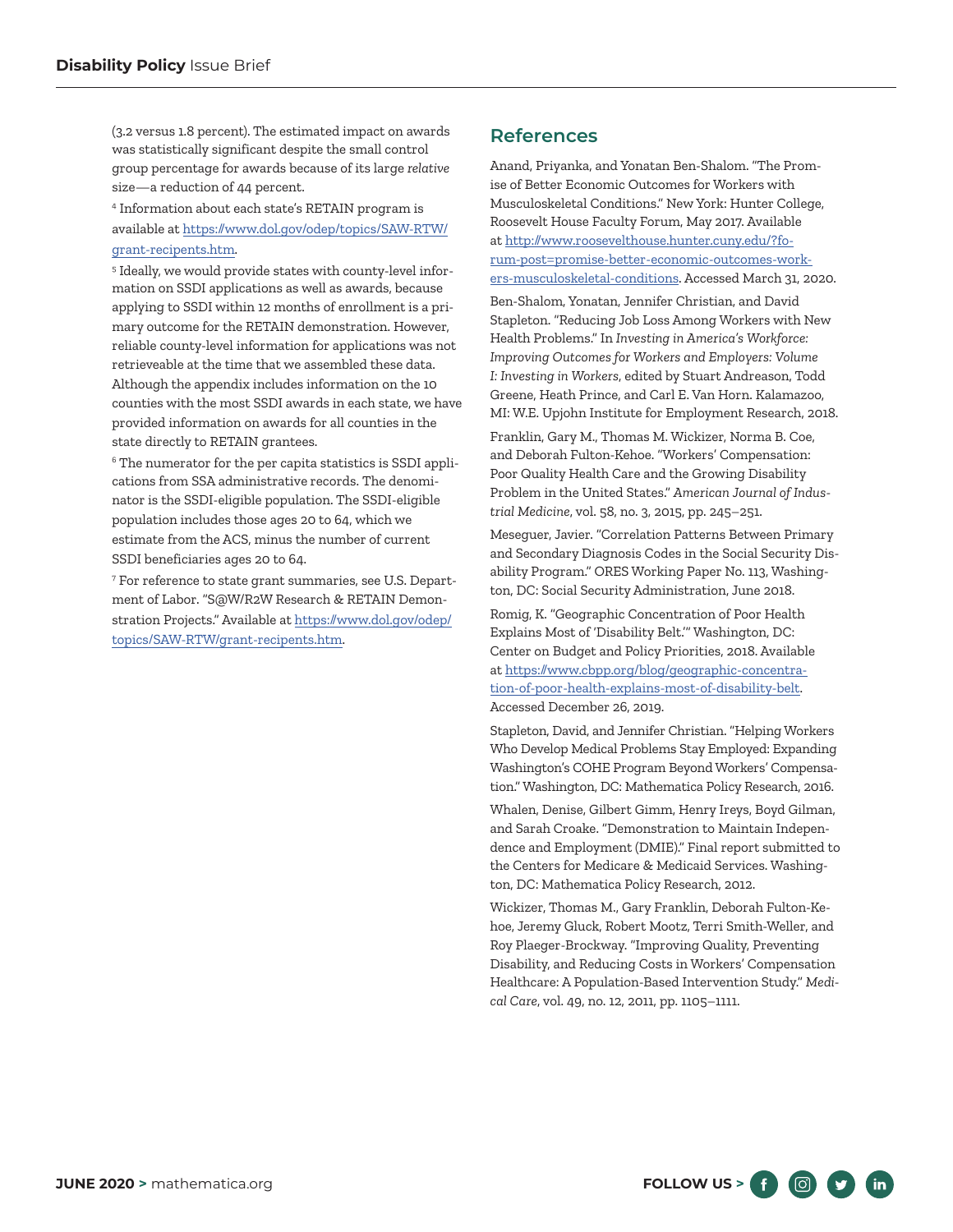(3.2 versus 1.8 percent). The estimated impact on awards was statistically significant despite the small control group percentage for awards because of its large *relative* size—a reduction of 44 percent.

[4] Information about each state's RETAIN program is available at https://www.dol.gov/odep/topics/SAW-RTW/grant-recipents.htm.

[5] Ideally, we would provide states with county-level information on SSDI applications as well as awards, because applying to SSDI within 12 months of enrollment is a primary outcome for the RETAIN demonstration. However, reliable county-level information for applications was not retrieveable at the time that we assembled these data. Although the appendix includes information on the 10 counties with the most SSDI awards in each state, we have provided information on awards for all counties in the state directly to RETAIN grantees.

[6] The numerator for the per capita statistics is SSDI applications from SSA administrative records. The denominator is the SSDI-eligible population. The SSDI-eligible population includes those ages 20 to 64, which we estimate from the ACS, minus the number of current SSDI beneficiaries ages 20 to 64.

[7] For reference to state grant summaries, see U.S. Department of Labor. "S@W/R2W Research & RETAIN Demonstration Projects." Available at https://www.dol.gov/odep/topics/SAW-RTW/grant-recipents.htm.

## References

Anand, Priyanka, and Yonatan Ben-Shalom. "The Promise of Better Economic Outcomes for Workers with Musculoskeletal Conditions." New York: Hunter College, Roosevelt House Faculty Forum, May 2017. Available at http://www.roosevelthouse.hunter.cuny.edu/?forum-post=promise-better-economic-outcomes-workers-musculoskeletal-conditions. Accessed March 31, 2020.

Ben-Shalom, Yonatan, Jennifer Christian, and David Stapleton. "Reducing Job Loss Among Workers with New Health Problems." In *Investing in America's Workforce: Improving Outcomes for Workers and Employers: Volume I: Investing in Workers*, edited by Stuart Andreason, Todd Greene, Heath Prince, and Carl E. Van Horn. Kalamazoo, MI: W.E. Upjohn Institute for Employment Research, 2018.

Franklin, Gary M., Thomas M. Wickizer, Norma B. Coe, and Deborah Fulton-Kehoe. "Workers' Compensation: Poor Quality Health Care and the Growing Disability Problem in the United States." *American Journal of Industrial Medicine*, vol. 58, no. 3, 2015, pp. 245–251.

Meseguer, Javier. "Correlation Patterns Between Primary and Secondary Diagnosis Codes in the Social Security Disability Program." ORES Working Paper No. 113, Washington, DC: Social Security Administration, June 2018.

Romig, K. "Geographic Concentration of Poor Health Explains Most of 'Disability Belt.'" Washington, DC: Center on Budget and Policy Priorities, 2018. Available at https://www.cbpp.org/blog/geographic-concentration-of-poor-health-explains-most-of-disability-belt. Accessed December 26, 2019.

Stapleton, David, and Jennifer Christian. "Helping Workers Who Develop Medical Problems Stay Employed: Expanding Washington's COHE Program Beyond Workers' Compensation." Washington, DC: Mathematica Policy Research, 2016.

Whalen, Denise, Gilbert Gimm, Henry Ireys, Boyd Gilman, and Sarah Croake. "Demonstration to Maintain Independence and Employment (DMIE)." Final report submitted to the Centers for Medicare & Medicaid Services. Washington, DC: Mathematica Policy Research, 2012.

Wickizer, Thomas M., Gary Franklin, Deborah Fulton-Kehoe, Jeremy Gluck, Robert Mootz, Terri Smith-Weller, and Roy Plaeger-Brockway. "Improving Quality, Preventing Disability, and Reducing Costs in Workers' Compensation Healthcare: A Population-Based Intervention Study." *Medical Care*, vol. 49, no. 12, 2011, pp. 1105–1111.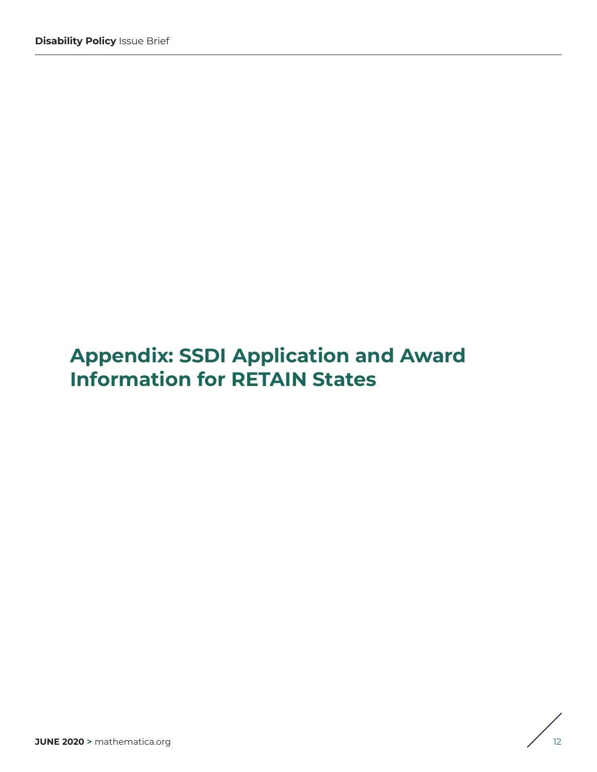# Appendix: SSDI Application and Award Information for RETAIN States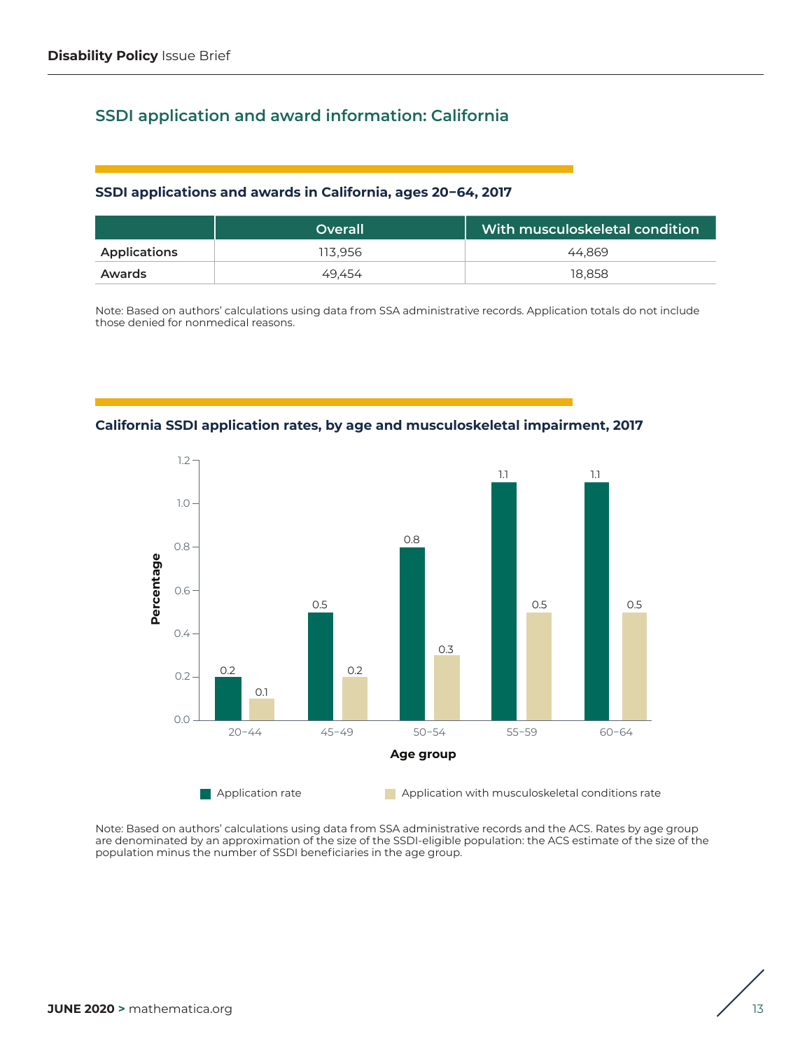## SSDI application and award information: California

### SSDI applications and awards in California, ages 20–64, 2017

| | Overall | With musculoskeletal condition |
|---|---|---|
| Applications | 113,956 | 44,869 |
| Awards | 49,454 | 18,858 |

Note: Based on authors' calculations using data from SSA administrative records. Application totals do not include those denied for nonmedical reasons.

### California SSDI application rates, by age and musculoskeletal impairment, 2017

| Age group | Application rate | Application with musculoskeletal conditions rate |
|---|---|---|
| 20–44 | 0.2 | 0.1 |
| 45–49 | 0.5 | 0.2 |
| 50–54 | 0.8 | 0.3 |
| 55–59 | 1.1 | 0.5 |
| 60–64 | 1.1 | 0.5 |

Note: Based on authors' calculations using data from SSA administrative records and the ACS. Rates by age group are denominated by an approximation of the size of the SSDI-eligible population: the ACS estimate of the size of the population minus the number of SSDI beneficiaries in the age group.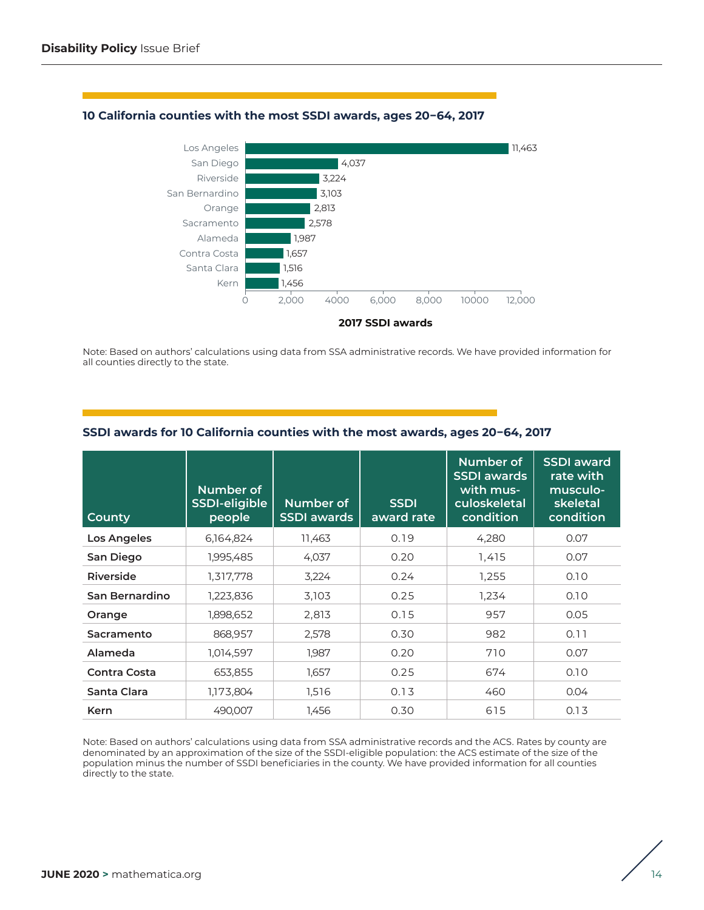### 10 California counties with the most SSDI awards, ages 20–64, 2017

| County | 2017 SSDI awards |
| --- | --- |
| Los Angeles | 11,463 |
| San Diego | 4,037 |
| Riverside | 3,224 |
| San Bernardino | 3,103 |
| Orange | 2,813 |
| Sacramento | 2,578 |
| Alameda | 1,987 |
| Contra Costa | 1,657 |
| Santa Clara | 1,516 |
| Kern | 1,456 |

Note: Based on authors' calculations using data from SSA administrative records. We have provided information for all counties directly to the state.

### SSDI awards for 10 California counties with the most awards, ages 20–64, 2017

| County | Number of SSDI-eligible people | Number of SSDI awards | SSDI award rate | Number of SSDI awards with musculoskeletal condition | SSDI award rate with musculoskeletal condition |
| --- | --- | --- | --- | --- | --- |
| **Los Angeles** | 6,164,824 | 11,463 | 0.19 | 4,280 | 0.07 |
| **San Diego** | 1,995,485 | 4,037 | 0.20 | 1,415 | 0.07 |
| **Riverside** | 1,317,778 | 3,224 | 0.24 | 1,255 | 0.10 |
| **San Bernardino** | 1,223,836 | 3,103 | 0.25 | 1,234 | 0.10 |
| **Orange** | 1,898,652 | 2,813 | 0.15 | 957 | 0.05 |
| **Sacramento** | 868,957 | 2,578 | 0.30 | 982 | 0.11 |
| **Alameda** | 1,014,597 | 1,987 | 0.20 | 710 | 0.07 |
| **Contra Costa** | 653,855 | 1,657 | 0.25 | 674 | 0.10 |
| **Santa Clara** | 1,173,804 | 1,516 | 0.13 | 460 | 0.04 |
| **Kern** | 490,007 | 1,456 | 0.30 | 615 | 0.13 |

Note: Based on authors' calculations using data from SSA administrative records and the ACS. Rates by county are denominated by an approximation of the size of the SSDI-eligible population: the ACS estimate of the size of the population minus the number of SSDI beneficiaries in the county. We have provided information for all counties directly to the state.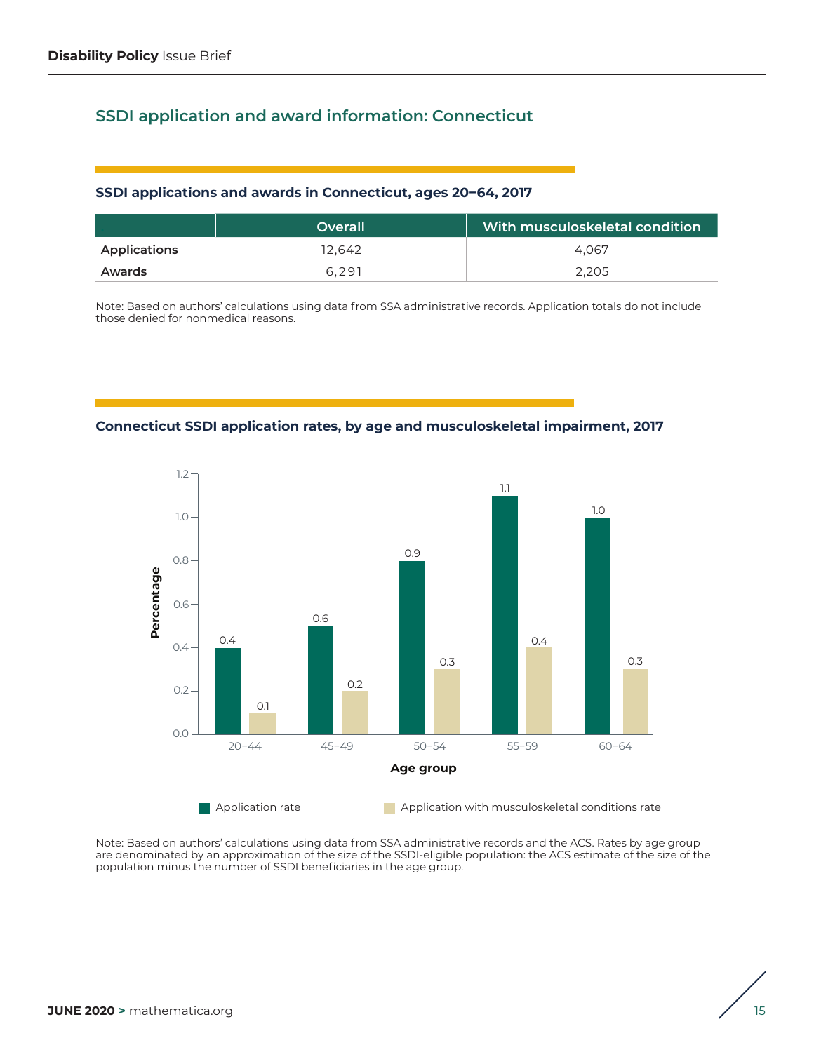## SSDI application and award information: Connecticut

### SSDI applications and awards in Connecticut, ages 20–64, 2017

| | Overall | With musculoskeletal condition |
|---|---|---|
| **Applications** | 12,642 | 4,067 |
| **Awards** | 6,291 | 2,205 |

Note: Based on authors' calculations using data from SSA administrative records. Application totals do not include those denied for nonmedical reasons.

### Connecticut SSDI application rates, by age and musculoskeletal impairment, 2017

| Age group | Application rate | Application with musculoskeletal conditions rate |
|---|---|---|
| 20–44 | 0.4 | 0.1 |
| 45–49 | 0.6 | 0.2 |
| 50–54 | 0.9 | 0.3 |
| 55–59 | 1.1 | 0.4 |
| 60–64 | 1.0 | 0.3 |

Note: Based on authors' calculations using data from SSA administrative records and the ACS. Rates by age group are denominated by an approximation of the size of the SSDI-eligible population: the ACS estimate of the size of the population minus the number of SSDI beneficiaries in the age group.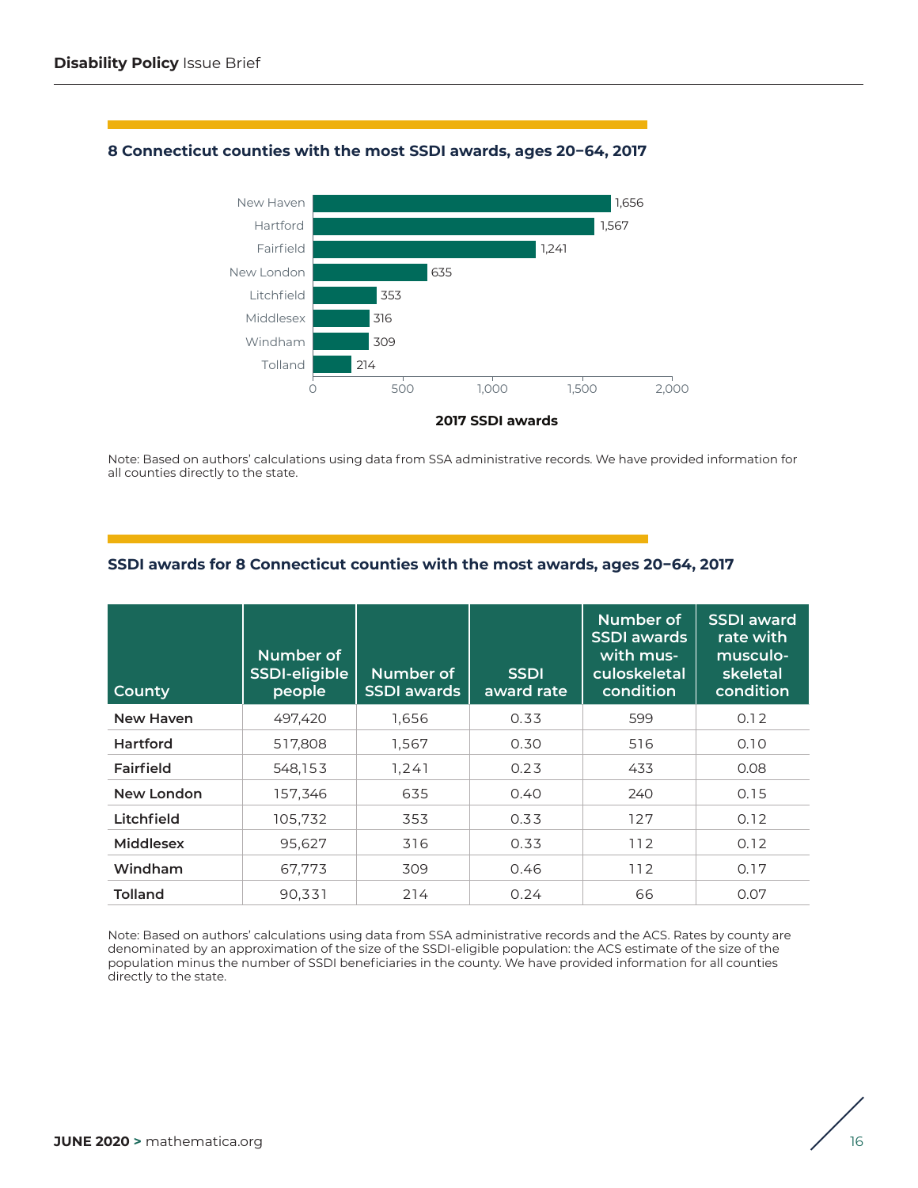### 8 Connecticut counties with the most SSDI awards, ages 20–64, 2017

| County | 2017 SSDI awards |
|---|---|
| New Haven | 1,656 |
| Hartford | 1,567 |
| Fairfield | 1,241 |
| New London | 635 |
| Litchfield | 353 |
| Middlesex | 316 |
| Windham | 309 |
| Tolland | 214 |

Note: Based on authors' calculations using data from SSA administrative records. We have provided information for all counties directly to the state.

### SSDI awards for 8 Connecticut counties with the most awards, ages 20–64, 2017

| County | Number of SSDI-eligible people | Number of SSDI awards | SSDI award rate | Number of SSDI awards with musculoskeletal condition | SSDI award rate with musculoskeletal condition |
|---|---|---|---|---|---|
| New Haven | 497,420 | 1,656 | 0.33 | 599 | 0.12 |
| Hartford | 517,808 | 1,567 | 0.30 | 516 | 0.10 |
| Fairfield | 548,153 | 1,241 | 0.23 | 433 | 0.08 |
| New London | 157,346 | 635 | 0.40 | 240 | 0.15 |
| Litchfield | 105,732 | 353 | 0.33 | 127 | 0.12 |
| Middlesex | 95,627 | 316 | 0.33 | 112 | 0.12 |
| Windham | 67,773 | 309 | 0.46 | 112 | 0.17 |
| Tolland | 90,331 | 214 | 0.24 | 66 | 0.07 |

Note: Based on authors' calculations using data from SSA administrative records and the ACS. Rates by county are denominated by an approximation of the size of the SSDI-eligible population: the ACS estimate of the size of the population minus the number of SSDI beneficiaries in the county. We have provided information for all counties directly to the state.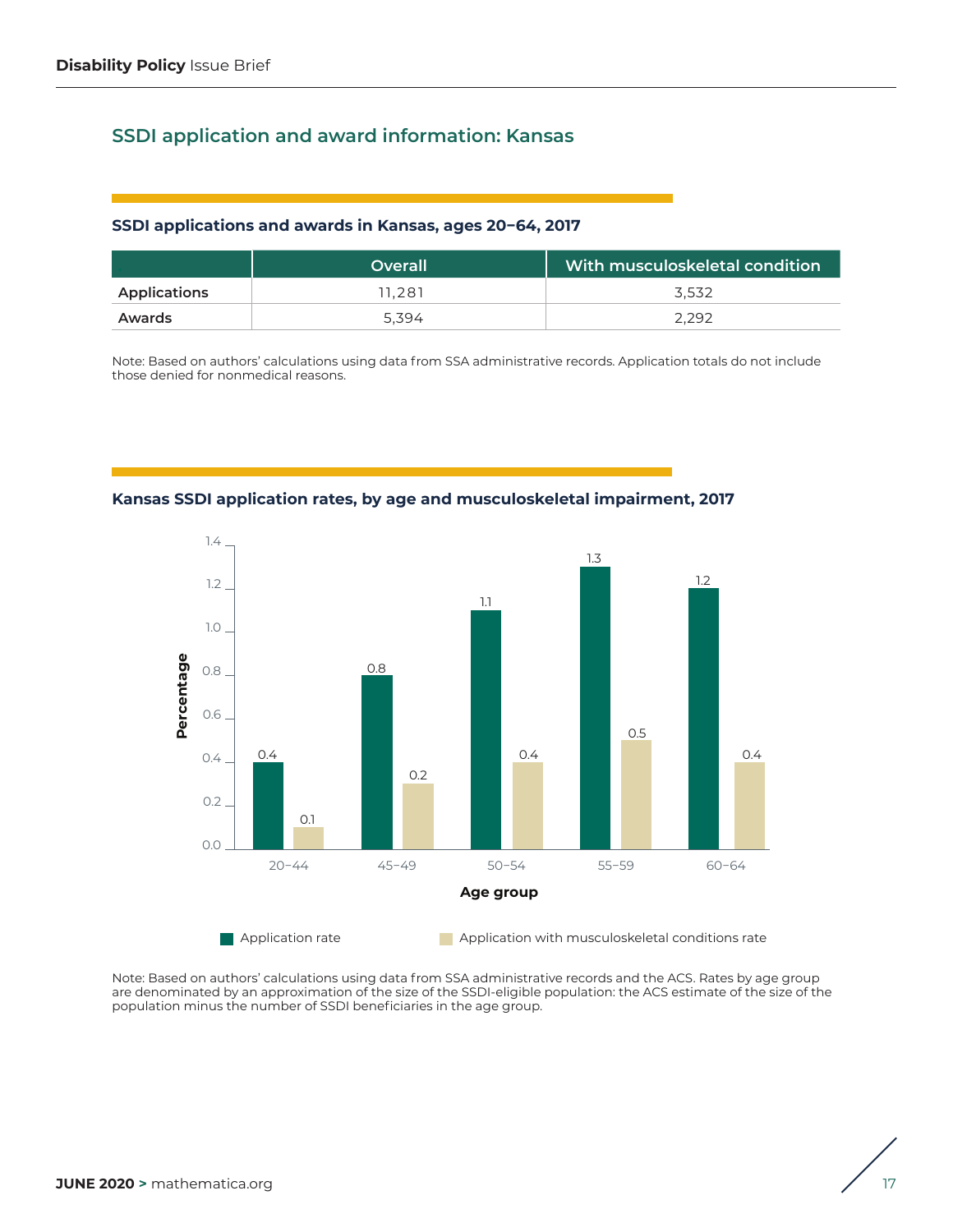## SSDI application and award information: Kansas

### SSDI applications and awards in Kansas, ages 20–64, 2017

| | Overall | With musculoskeletal condition |
|---|---|---|
| Applications | 11,281 | 3,532 |
| Awards | 5,394 | 2,292 |

Note: Based on authors' calculations using data from SSA administrative records. Application totals do not include those denied for nonmedical reasons.

### Kansas SSDI application rates, by age and musculoskeletal impairment, 2017

| Age group | Application rate | Application with musculoskeletal conditions rate |
|---|---|---|
| 20–44 | 0.4 | 0.1 |
| 45–49 | 0.8 | 0.2 |
| 50–54 | 1.1 | 0.4 |
| 55–59 | 1.3 | 0.5 |
| 60–64 | 1.2 | 0.4 |

Note: Based on authors' calculations using data from SSA administrative records and the ACS. Rates by age group are denominated by an approximation of the size of the SSDI-eligible population: the ACS estimate of the size of the population minus the number of SSDI beneficiaries in the age group.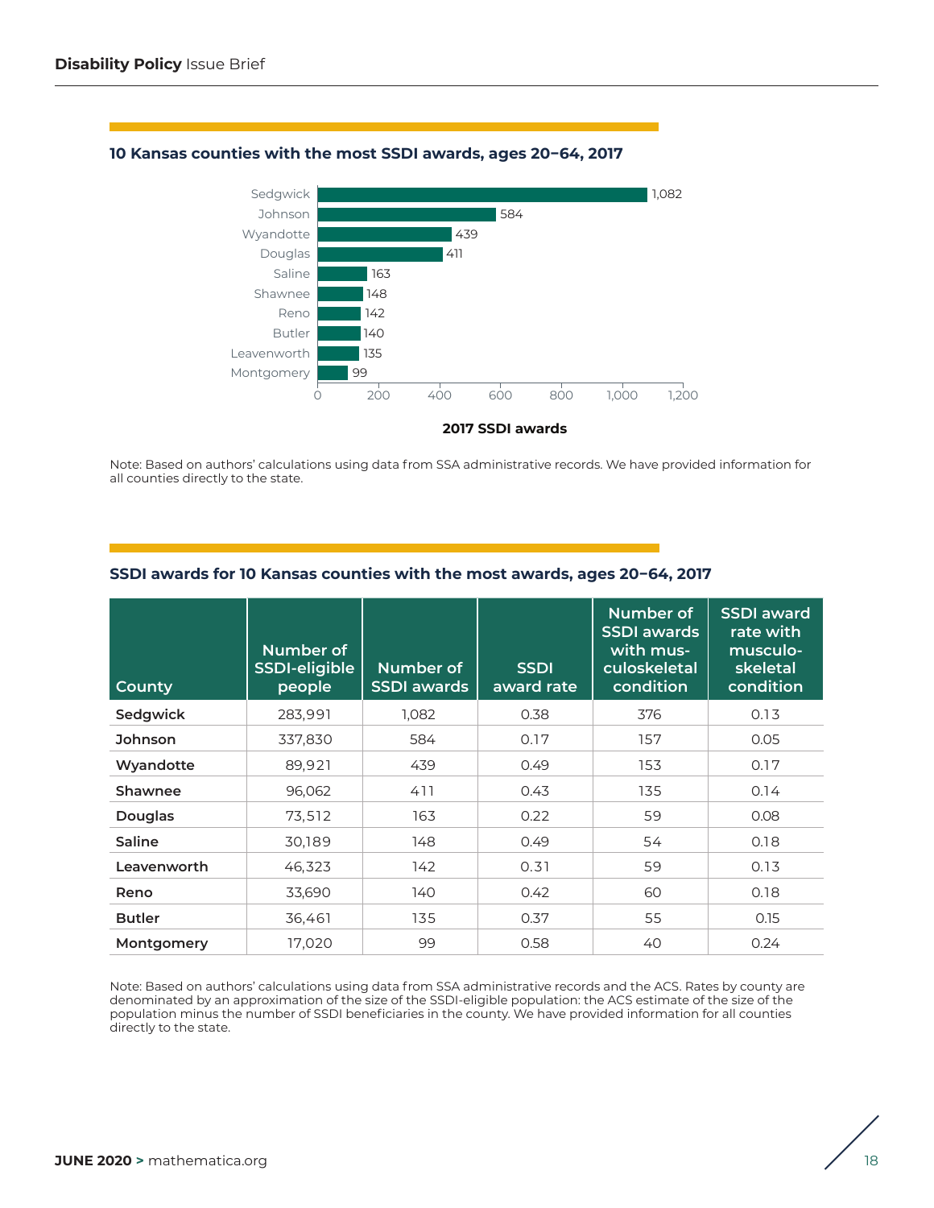### 10 Kansas counties with the most SSDI awards, ages 20–64, 2017

| County | 2017 SSDI awards |
|---|---|
| Sedgwick | 1,082 |
| Johnson | 584 |
| Wyandotte | 439 |
| Douglas | 411 |
| Saline | 163 |
| Shawnee | 148 |
| Reno | 142 |
| Butler | 140 |
| Leavenworth | 135 |
| Montgomery | 99 |

Note: Based on authors' calculations using data from SSA administrative records. We have provided information for all counties directly to the state.

### SSDI awards for 10 Kansas counties with the most awards, ages 20–64, 2017

| County | Number of SSDI-eligible people | Number of SSDI awards | SSDI award rate | Number of SSDI awards with musculoskeletal condition | SSDI award rate with musculoskeletal condition |
|---|---|---|---|---|---|
| **Sedgwick** | 283,991 | 1,082 | 0.38 | 376 | 0.13 |
| **Johnson** | 337,830 | 584 | 0.17 | 157 | 0.05 |
| **Wyandotte** | 89,921 | 439 | 0.49 | 153 | 0.17 |
| **Shawnee** | 96,062 | 411 | 0.43 | 135 | 0.14 |
| **Douglas** | 73,512 | 163 | 0.22 | 59 | 0.08 |
| **Saline** | 30,189 | 148 | 0.49 | 54 | 0.18 |
| **Leavenworth** | 46,323 | 142 | 0.31 | 59 | 0.13 |
| **Reno** | 33,690 | 140 | 0.42 | 60 | 0.18 |
| **Butler** | 36,461 | 135 | 0.37 | 55 | 0.15 |
| **Montgomery** | 17,020 | 99 | 0.58 | 40 | 0.24 |

Note: Based on authors' calculations using data from SSA administrative records and the ACS. Rates by county are denominated by an approximation of the size of the SSDI-eligible population: the ACS estimate of the size of the population minus the number of SSDI beneficiaries in the county. We have provided information for all counties directly to the state.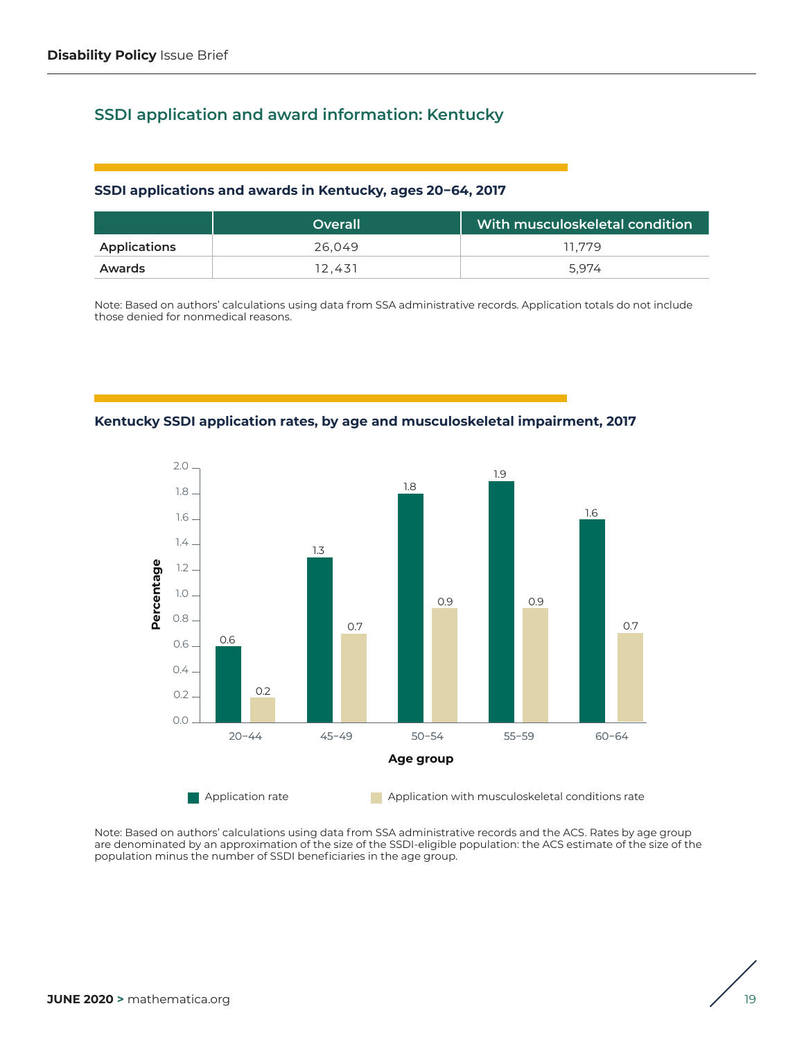## SSDI application and award information: Kentucky

### SSDI applications and awards in Kentucky, ages 20–64, 2017

| | Overall | With musculoskeletal condition |
|---|---|---|
| **Applications** | 26,049 | 11,779 |
| **Awards** | 12,431 | 5,974 |

Note: Based on authors' calculations using data from SSA administrative records. Application totals do not include those denied for nonmedical reasons.

### Kentucky SSDI application rates, by age and musculoskeletal impairment, 2017

| Age group | Application rate | Application with musculoskeletal conditions rate |
|---|---|---|
| 20–44 | 0.6 | 0.2 |
| 45–49 | 1.3 | 0.7 |
| 50–54 | 1.8 | 0.9 |
| 55–59 | 1.9 | 0.9 |
| 60–64 | 1.6 | 0.7 |

Note: Based on authors' calculations using data from SSA administrative records and the ACS. Rates by age group are denominated by an approximation of the size of the SSDI-eligible population: the ACS estimate of the size of the population minus the number of SSDI beneficiaries in the age group.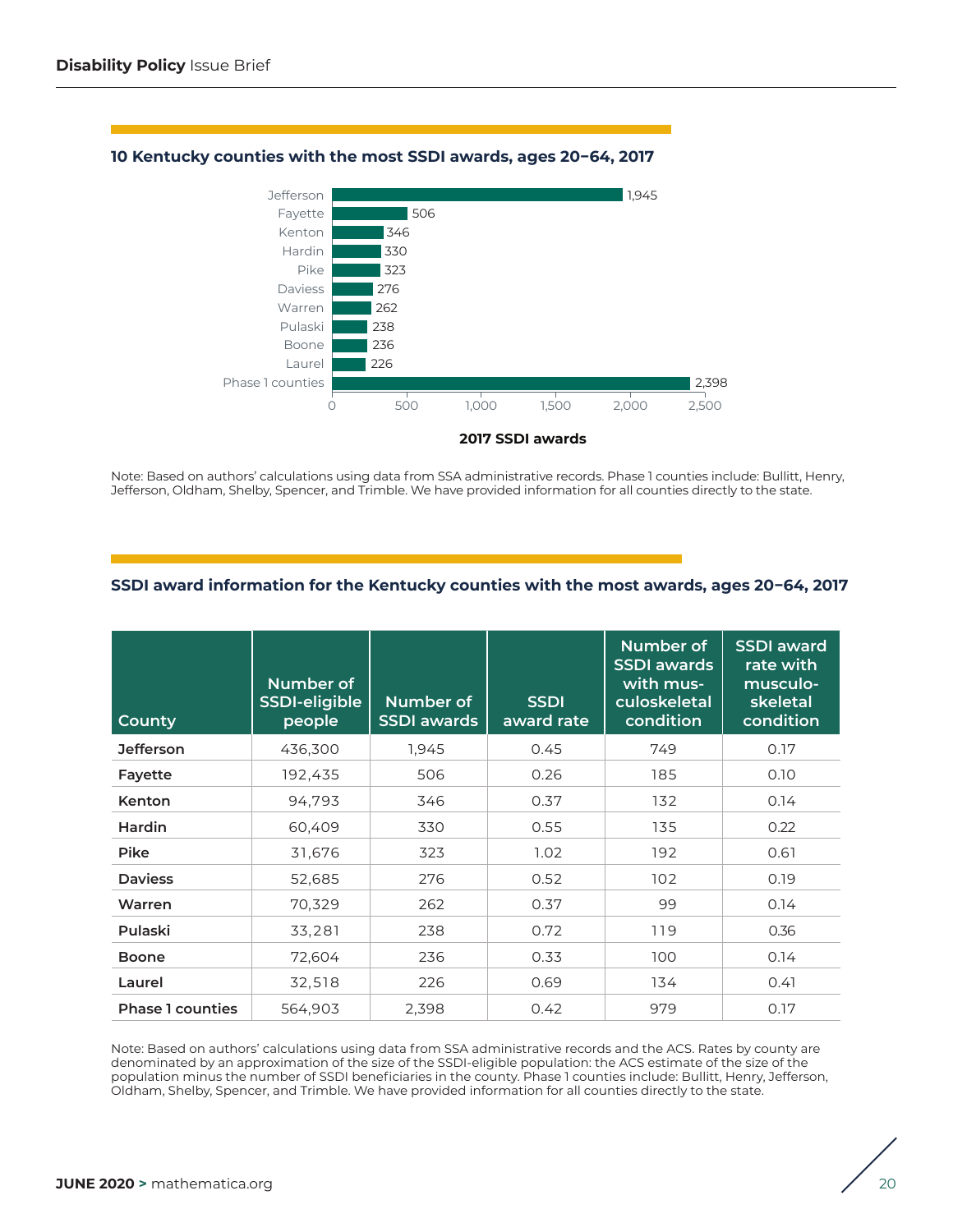### 10 Kentucky counties with the most SSDI awards, ages 20–64, 2017

| County | 2017 SSDI awards |
|---|---|
| Jefferson | 1,945 |
| Fayette | 506 |
| Kenton | 346 |
| Hardin | 330 |
| Pike | 323 |
| Daviess | 276 |
| Warren | 262 |
| Pulaski | 238 |
| Boone | 236 |
| Laurel | 226 |
| Phase 1 counties | 2,398 |

Note: Based on authors' calculations using data from SSA administrative records. Phase 1 counties include: Bullitt, Henry, Jefferson, Oldham, Shelby, Spencer, and Trimble. We have provided information for all counties directly to the state.

### SSDI award information for the Kentucky counties with the most awards, ages 20–64, 2017

| County | Number of SSDI-eligible people | Number of SSDI awards | SSDI award rate | Number of SSDI awards with musculoskeletal condition | SSDI award rate with musculoskeletal condition |
|---|---|---|---|---|---|
| **Jefferson** | 436,300 | 1,945 | 0.45 | 749 | 0.17 |
| **Fayette** | 192,435 | 506 | 0.26 | 185 | 0.10 |
| **Kenton** | 94,793 | 346 | 0.37 | 132 | 0.14 |
| **Hardin** | 60,409 | 330 | 0.55 | 135 | 0.22 |
| **Pike** | 31,676 | 323 | 1.02 | 192 | 0.61 |
| **Daviess** | 52,685 | 276 | 0.52 | 102 | 0.19 |
| **Warren** | 70,329 | 262 | 0.37 | 99 | 0.14 |
| **Pulaski** | 33,281 | 238 | 0.72 | 119 | 0.36 |
| **Boone** | 72,604 | 236 | 0.33 | 100 | 0.14 |
| **Laurel** | 32,518 | 226 | 0.69 | 134 | 0.41 |
| **Phase 1 counties** | 564,903 | 2,398 | 0.42 | 979 | 0.17 |

Note: Based on authors' calculations using data from SSA administrative records and the ACS. Rates by county are denominated by an approximation of the size of the SSDI-eligible population: the ACS estimate of the size of the population minus the number of SSDI beneficiaries in the county. Phase 1 counties include: Bullitt, Henry, Jefferson, Oldham, Shelby, Spencer, and Trimble. We have provided information for all counties directly to the state.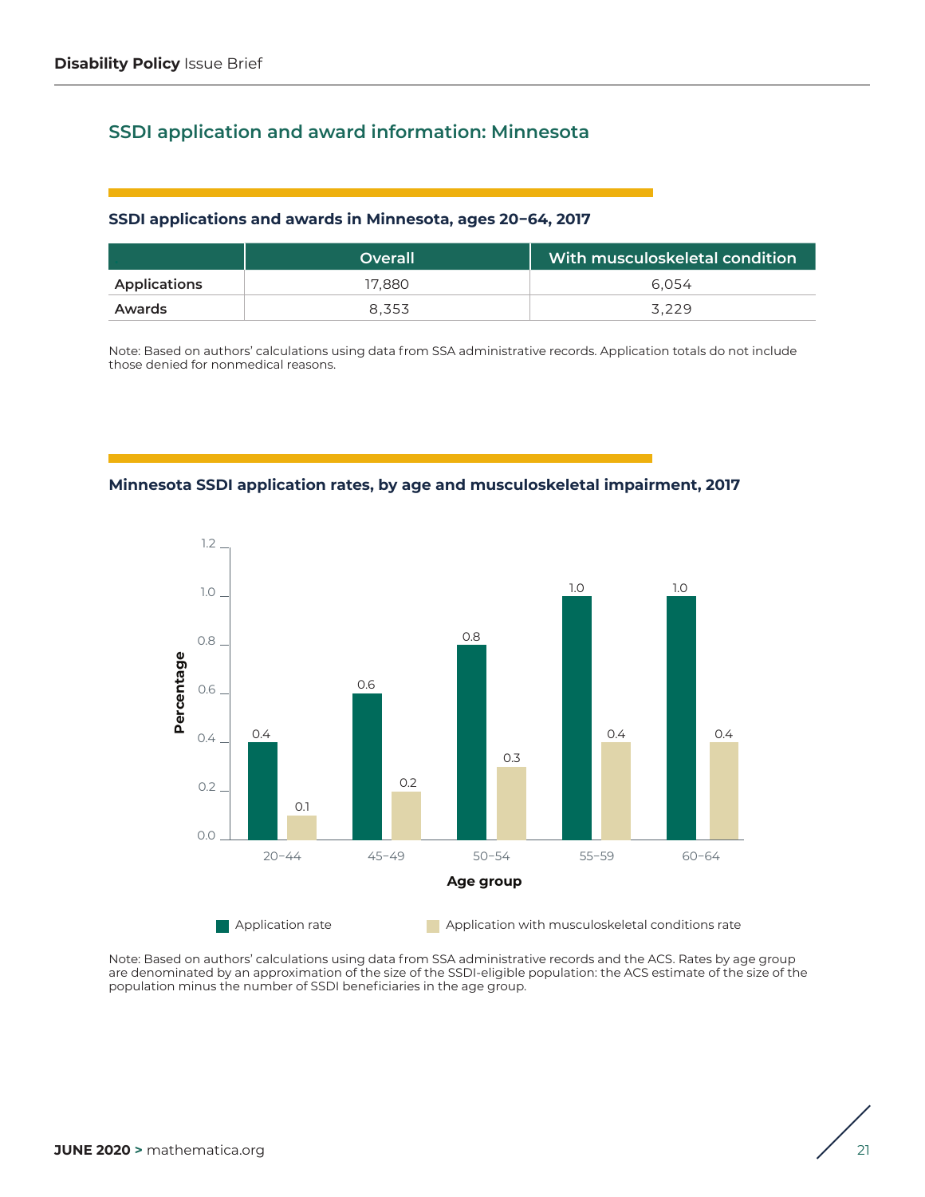## SSDI application and award information: Minnesota

### SSDI applications and awards in Minnesota, ages 20–64, 2017

| | Overall | With musculoskeletal condition |
|---|---|---|
| Applications | 17,880 | 6,054 |
| Awards | 8,353 | 3,229 |

Note: Based on authors' calculations using data from SSA administrative records. Application totals do not include those denied for nonmedical reasons.

### Minnesota SSDI application rates, by age and musculoskeletal impairment, 2017

| Age group | Application rate | Application with musculoskeletal conditions rate |
|---|---|---|
| 20–44 | 0.4 | 0.1 |
| 45–49 | 0.6 | 0.2 |
| 50–54 | 0.8 | 0.3 |
| 55–59 | 1.0 | 0.4 |
| 60–64 | 1.0 | 0.4 |

Note: Based on authors' calculations using data from SSA administrative records and the ACS. Rates by age group are denominated by an approximation of the size of the SSDI-eligible population: the ACS estimate of the size of the population minus the number of SSDI beneficiaries in the age group.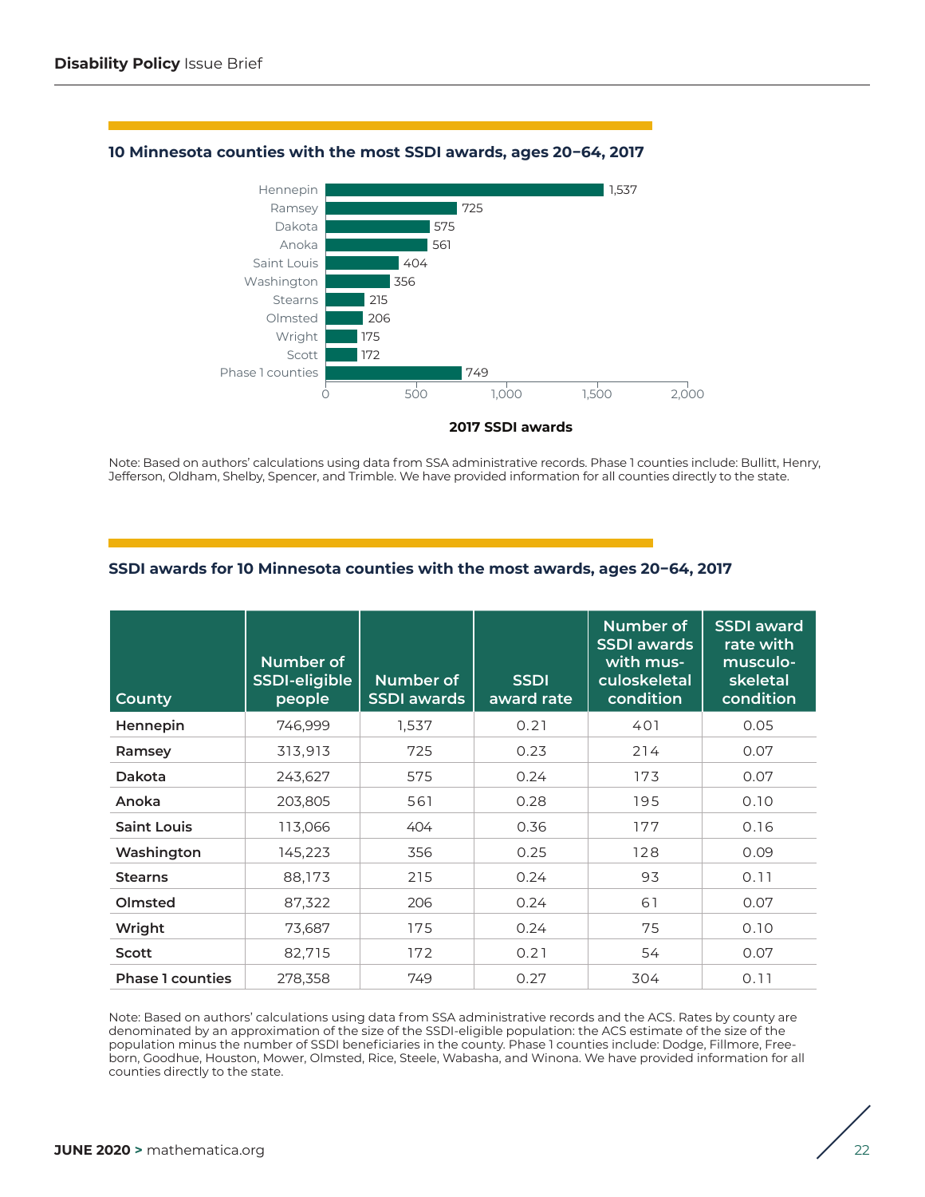### 10 Minnesota counties with the most SSDI awards, ages 20–64, 2017

| County | 2017 SSDI awards |
|---|---|
| Hennepin | 1,537 |
| Ramsey | 725 |
| Dakota | 575 |
| Anoka | 561 |
| Saint Louis | 404 |
| Washington | 356 |
| Stearns | 215 |
| Olmsted | 206 |
| Wright | 175 |
| Scott | 172 |
| Phase 1 counties | 749 |

Note: Based on authors' calculations using data from SSA administrative records. Phase 1 counties include: Bullitt, Henry, Jefferson, Oldham, Shelby, Spencer, and Trimble. We have provided information for all counties directly to the state.

### SSDI awards for 10 Minnesota counties with the most awards, ages 20–64, 2017

| County | Number of SSDI-eligible people | Number of SSDI awards | SSDI award rate | Number of SSDI awards with musculoskeletal condition | SSDI award rate with musculoskeletal condition |
|---|---|---|---|---|---|
| **Hennepin** | 746,999 | 1,537 | 0.21 | 401 | 0.05 |
| **Ramsey** | 313,913 | 725 | 0.23 | 214 | 0.07 |
| **Dakota** | 243,627 | 575 | 0.24 | 173 | 0.07 |
| **Anoka** | 203,805 | 561 | 0.28 | 195 | 0.10 |
| **Saint Louis** | 113,066 | 404 | 0.36 | 177 | 0.16 |
| **Washington** | 145,223 | 356 | 0.25 | 128 | 0.09 |
| **Stearns** | 88,173 | 215 | 0.24 | 93 | 0.11 |
| **Olmsted** | 87,322 | 206 | 0.24 | 61 | 0.07 |
| **Wright** | 73,687 | 175 | 0.24 | 75 | 0.10 |
| **Scott** | 82,715 | 172 | 0.21 | 54 | 0.07 |
| **Phase 1 counties** | 278,358 | 749 | 0.27 | 304 | 0.11 |

Note: Based on authors' calculations using data from SSA administrative records and the ACS. Rates by county are denominated by an approximation of the size of the SSDI-eligible population: the ACS estimate of the size of the population minus the number of SSDI beneficiaries in the county. Phase 1 counties include: Dodge, Fillmore, Freeborn, Goodhue, Houston, Mower, Olmsted, Rice, Steele, Wabasha, and Winona. We have provided information for all counties directly to the state.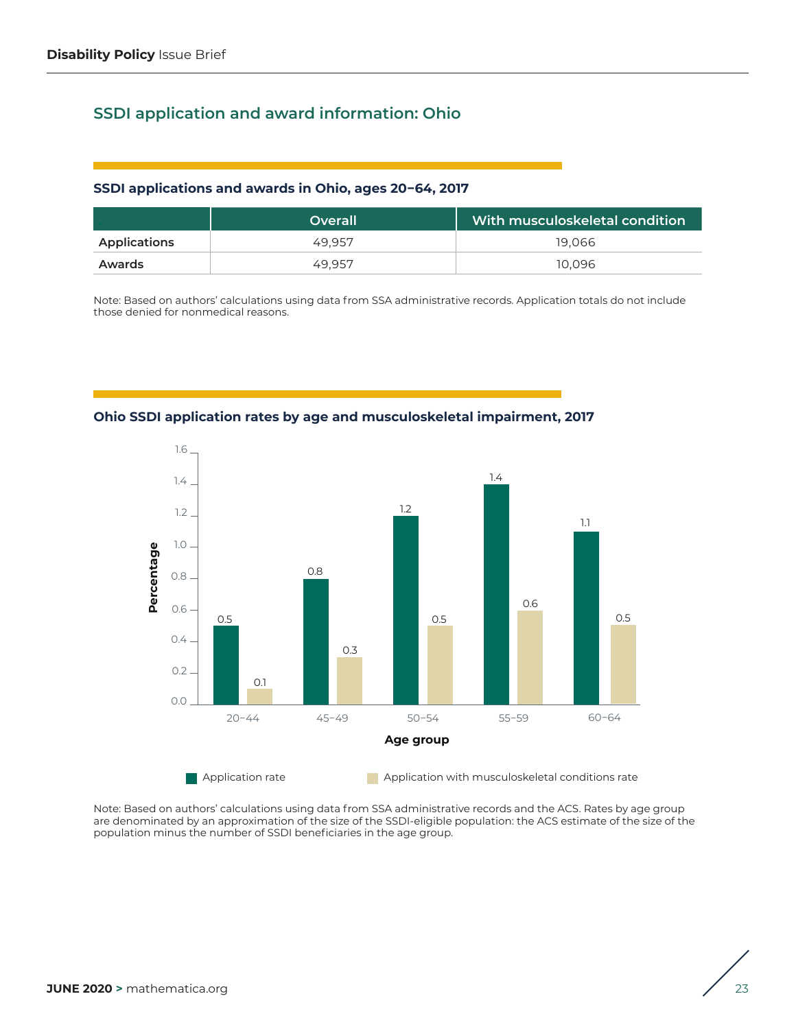## SSDI application and award information: Ohio

### SSDI applications and awards in Ohio, ages 20–64, 2017

| | Overall | With musculoskeletal condition |
|---|---|---|
| **Applications** | 49,957 | 19,066 |
| **Awards** | 49,957 | 10,096 |

Note: Based on authors' calculations using data from SSA administrative records. Application totals do not include those denied for nonmedical reasons.

### Ohio SSDI application rates by age and musculoskeletal impairment, 2017

| Age group | Application rate | Application with musculoskeletal conditions rate |
|---|---|---|
| 20–44 | 0.5 | 0.1 |
| 45–49 | 0.8 | 0.3 |
| 50–54 | 1.2 | 0.5 |
| 55–59 | 1.4 | 0.6 |
| 60–64 | 1.1 | 0.5 |

Note: Based on authors' calculations using data from SSA administrative records and the ACS. Rates by age group are denominated by an approximation of the size of the SSDI-eligible population: the ACS estimate of the size of the population minus the number of SSDI beneficiaries in the age group.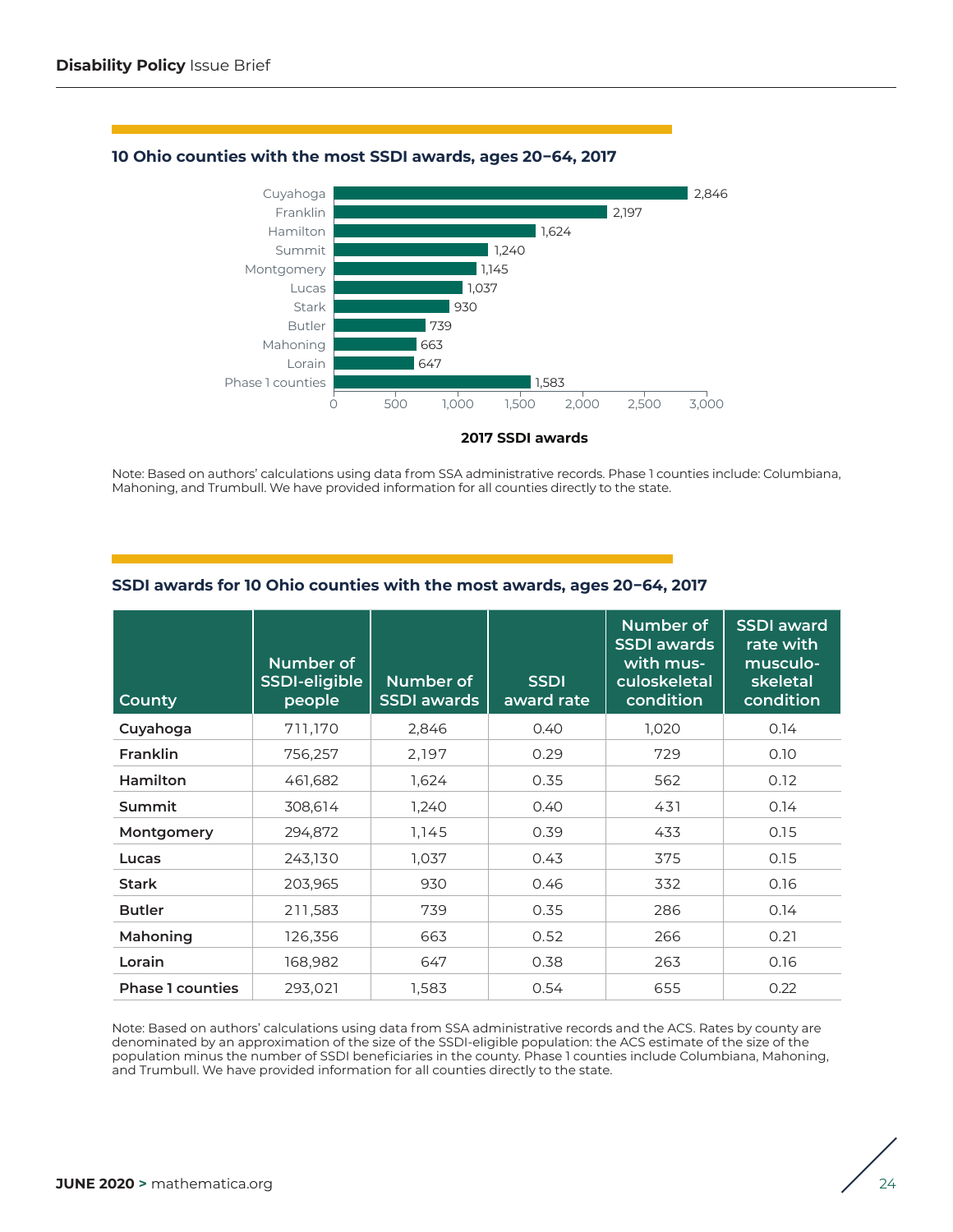### 10 Ohio counties with the most SSDI awards, ages 20–64, 2017

| County | 2017 SSDI awards |
|---|---|
| Cuyahoga | 2,846 |
| Franklin | 2,197 |
| Hamilton | 1,624 |
| Summit | 1,240 |
| Montgomery | 1,145 |
| Lucas | 1,037 |
| Stark | 930 |
| Butler | 739 |
| Mahoning | 663 |
| Lorain | 647 |
| Phase 1 counties | 1,583 |

Note: Based on authors' calculations using data from SSA administrative records. Phase 1 counties include: Columbiana, Mahoning, and Trumbull. We have provided information for all counties directly to the state.

### SSDI awards for 10 Ohio counties with the most awards, ages 20–64, 2017

| County | Number of SSDI-eligible people | Number of SSDI awards | SSDI award rate | Number of SSDI awards with musculoskeletal condition | SSDI award rate with musculoskeletal condition |
|---|---|---|---|---|---|
| **Cuyahoga** | 711,170 | 2,846 | 0.40 | 1,020 | 0.14 |
| **Franklin** | 756,257 | 2,197 | 0.29 | 729 | 0.10 |
| **Hamilton** | 461,682 | 1,624 | 0.35 | 562 | 0.12 |
| **Summit** | 308,614 | 1,240 | 0.40 | 431 | 0.14 |
| **Montgomery** | 294,872 | 1,145 | 0.39 | 433 | 0.15 |
| **Lucas** | 243,130 | 1,037 | 0.43 | 375 | 0.15 |
| **Stark** | 203,965 | 930 | 0.46 | 332 | 0.16 |
| **Butler** | 211,583 | 739 | 0.35 | 286 | 0.14 |
| **Mahoning** | 126,356 | 663 | 0.52 | 266 | 0.21 |
| **Lorain** | 168,982 | 647 | 0.38 | 263 | 0.16 |
| **Phase 1 counties** | 293,021 | 1,583 | 0.54 | 655 | 0.22 |

Note: Based on authors' calculations using data from SSA administrative records and the ACS. Rates by county are denominated by an approximation of the size of the SSDI-eligible population: the ACS estimate of the size of the population minus the number of SSDI beneficiaries in the county. Phase 1 counties include Columbiana, Mahoning, and Trumbull. We have provided information for all counties directly to the state.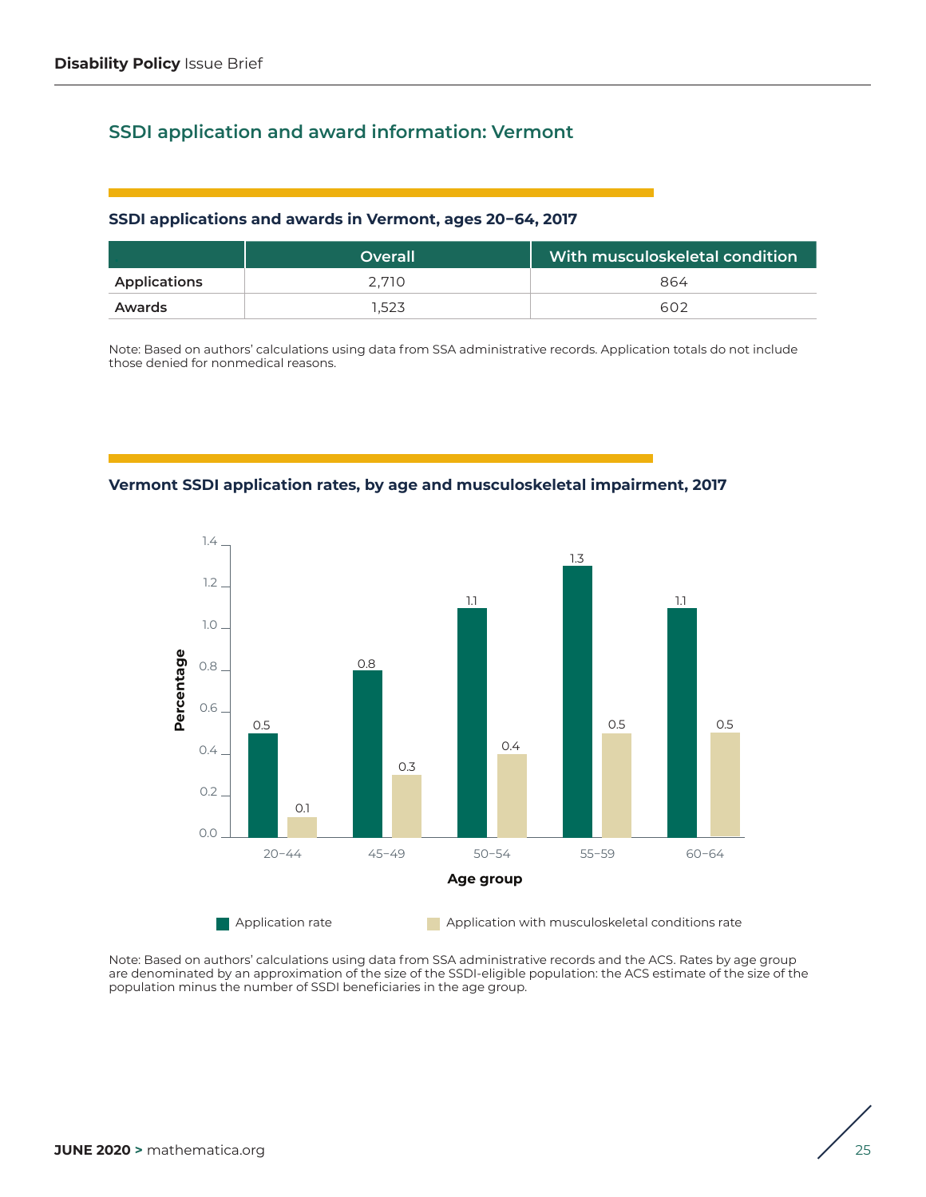## SSDI application and award information: Vermont

### SSDI applications and awards in Vermont, ages 20–64, 2017

| | Overall | With musculoskeletal condition |
|---|---|---|
| Applications | 2,710 | 864 |
| Awards | 1,523 | 602 |

Note: Based on authors' calculations using data from SSA administrative records. Application totals do not include those denied for nonmedical reasons.

### Vermont SSDI application rates, by age and musculoskeletal impairment, 2017

| Age group | Application rate | Application with musculoskeletal conditions rate |
|---|---|---|
| 20–44 | 0.5 | 0.1 |
| 45–49 | 0.8 | 0.3 |
| 50–54 | 1.1 | 0.4 |
| 55–59 | 1.3 | 0.5 |
| 60–64 | 1.1 | 0.5 |

Note: Based on authors' calculations using data from SSA administrative records and the ACS. Rates by age group are denominated by an approximation of the size of the SSDI-eligible population: the ACS estimate of the size of the population minus the number of SSDI beneficiaries in the age group.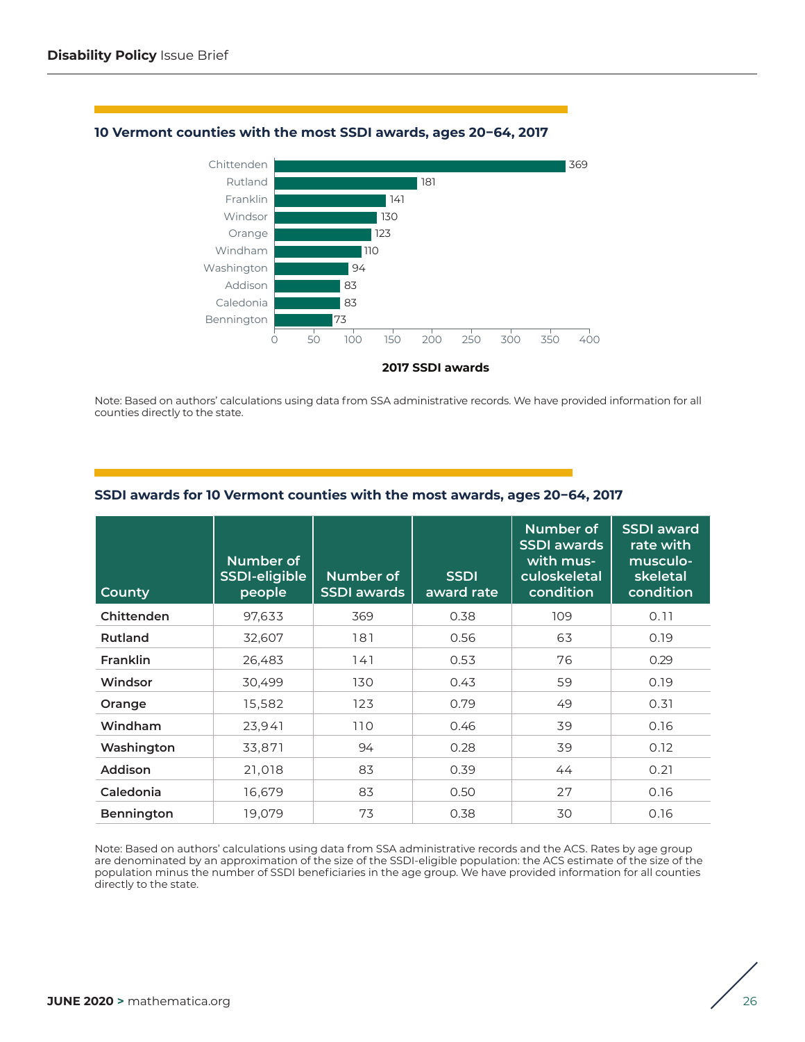**10 Vermont counties with the most SSDI awards, ages 20–64, 2017**

| County | 2017 SSDI awards |
|---|---|
| Chittenden | 369 |
| Rutland | 181 |
| Franklin | 141 |
| Windsor | 130 |
| Orange | 123 |
| Windham | 110 |
| Washington | 94 |
| Addison | 83 |
| Caledonia | 83 |
| Bennington | 73 |

Note: Based on authors' calculations using data from SSA administrative records. We have provided information for all counties directly to the state.

**SSDI awards for 10 Vermont counties with the most awards, ages 20–64, 2017**

| County | Number of SSDI-eligible people | Number of SSDI awards | SSDI award rate | Number of SSDI awards with musculoskeletal condition | SSDI award rate with musculoskeletal condition |
|---|---|---|---|---|---|
| Chittenden | 97,633 | 369 | 0.38 | 109 | 0.11 |
| Rutland | 32,607 | 181 | 0.56 | 63 | 0.19 |
| Franklin | 26,483 | 141 | 0.53 | 76 | 0.29 |
| Windsor | 30,499 | 130 | 0.43 | 59 | 0.19 |
| Orange | 15,582 | 123 | 0.79 | 49 | 0.31 |
| Windham | 23,941 | 110 | 0.46 | 39 | 0.16 |
| Washington | 33,871 | 94 | 0.28 | 39 | 0.12 |
| Addison | 21,018 | 83 | 0.39 | 44 | 0.21 |
| Caledonia | 16,679 | 83 | 0.50 | 27 | 0.16 |
| Bennington | 19,079 | 73 | 0.38 | 30 | 0.16 |

Note: Based on authors' calculations using data from SSA administrative records and the ACS. Rates by age group are denominated by an approximation of the size of the SSDI-eligible population: the ACS estimate of the size of the population minus the number of SSDI beneficiaries in the age group. We have provided information for all counties directly to the state.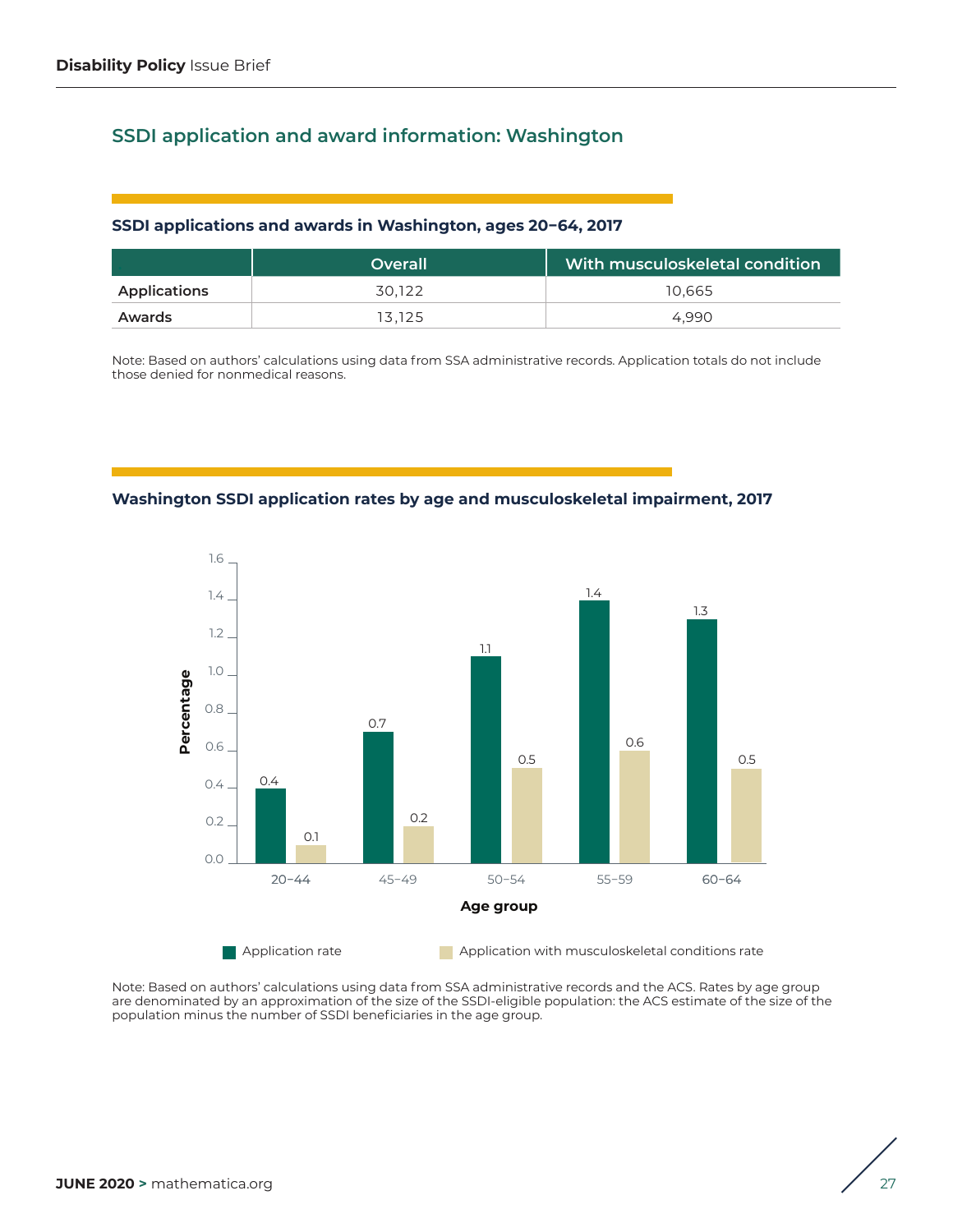## SSDI application and award information: Washington

### SSDI applications and awards in Washington, ages 20–64, 2017

| | Overall | With musculoskeletal condition |
|---|---|---|
| Applications | 30,122 | 10,665 |
| Awards | 13,125 | 4,990 |

Note: Based on authors' calculations using data from SSA administrative records. Application totals do not include those denied for nonmedical reasons.

### Washington SSDI application rates by age and musculoskeletal impairment, 2017

| Age group | Application rate | Application with musculoskeletal conditions rate |
|---|---|---|
| 20–44 | 0.4 | 0.1 |
| 45–49 | 0.7 | 0.2 |
| 50–54 | 1.1 | 0.5 |
| 55–59 | 1.4 | 0.6 |
| 60–64 | 1.3 | 0.5 |

Note: Based on authors' calculations using data from SSA administrative records and the ACS. Rates by age group are denominated by an approximation of the size of the SSDI-eligible population: the ACS estimate of the size of the population minus the number of SSDI beneficiaries in the age group.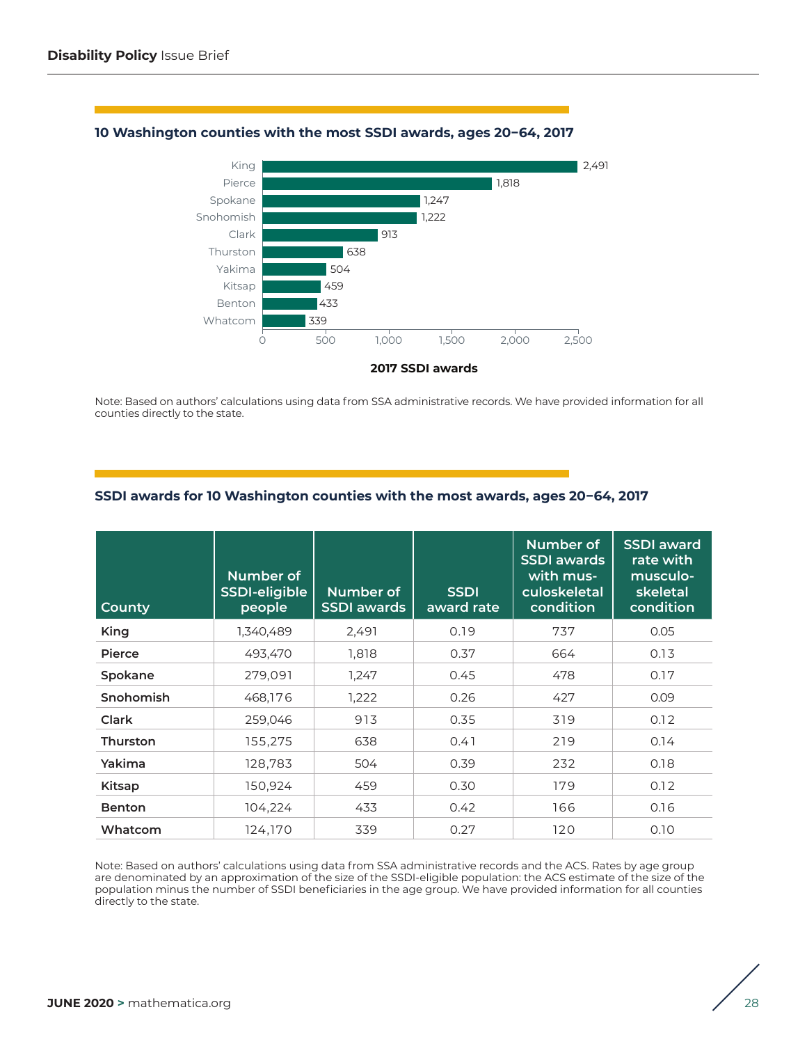### 10 Washington counties with the most SSDI awards, ages 20–64, 2017

King 2,491
Pierce 1,818
Spokane 1,247
Snohomish 1,222
Clark 913
Thurston 638
Yakima 504
Kitsap 459
Benton 433
Whatcom 339

0 500 1,000 1,500 2,000 2,500

**2017 SSDI awards**

Note: Based on authors' calculations using data from SSA administrative records. We have provided information for all counties directly to the state.

### SSDI awards for 10 Washington counties with the most awards, ages 20–64, 2017

| County | Number of SSDI-eligible people | Number of SSDI awards | SSDI award rate | Number of SSDI awards with musculoskeletal condition | SSDI award rate with musculoskeletal condition |
|---|---|---|---|---|---|
| **King** | 1,340,489 | 2,491 | 0.19 | 737 | 0.05 |
| **Pierce** | 493,470 | 1,818 | 0.37 | 664 | 0.13 |
| **Spokane** | 279,091 | 1,247 | 0.45 | 478 | 0.17 |
| **Snohomish** | 468,176 | 1,222 | 0.26 | 427 | 0.09 |
| **Clark** | 259,046 | 913 | 0.35 | 319 | 0.12 |
| **Thurston** | 155,275 | 638 | 0.41 | 219 | 0.14 |
| **Yakima** | 128,783 | 504 | 0.39 | 232 | 0.18 |
| **Kitsap** | 150,924 | 459 | 0.30 | 179 | 0.12 |
| **Benton** | 104,224 | 433 | 0.42 | 166 | 0.16 |
| **Whatcom** | 124,170 | 339 | 0.27 | 120 | 0.10 |

Note: Based on authors' calculations using data from SSA administrative records and the ACS. Rates by age group are denominated by an approximation of the size of the SSDI-eligible population: the ACS estimate of the size of the population minus the number of SSDI beneficiaries in the age group. We have provided information for all counties directly to the state.